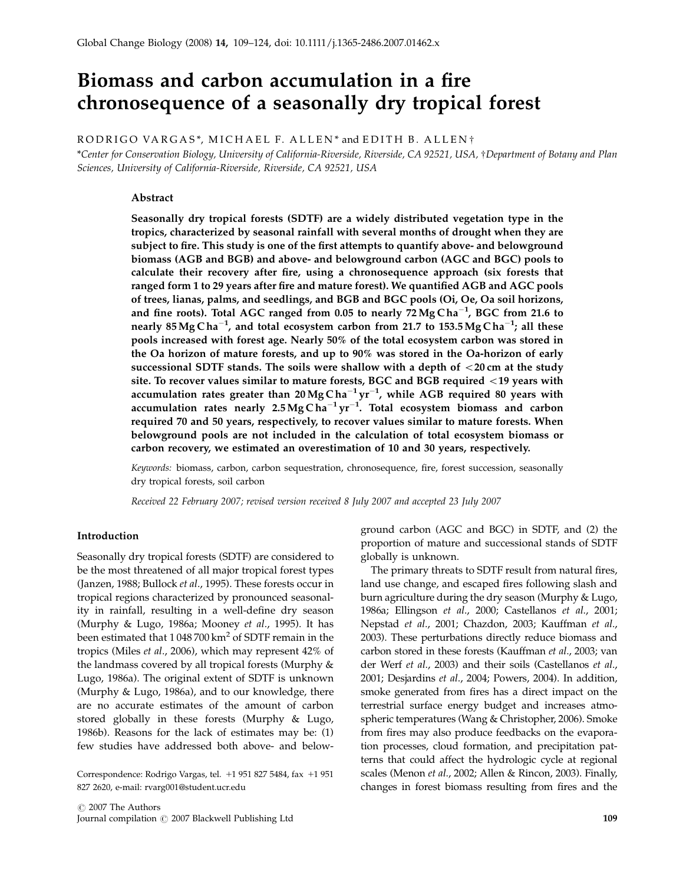# Biomass and carbon accumulation in a fire chronosequence of a seasonally dry tropical forest

RODRIGO VARGAS*, MICHAEL F. ALLEN* and EDITH B. ALLEN†

*Center for Conservation Biology, University of California-Riverside, Riverside, CA 92521, USA, †Department of Botany and Plan Sciences, University of California-Riverside, Riverside, CA 92521, USA

## Abstract

**Seasonally dry tropical forests (SDTF) are a widely distributed vegetation type in the tropics, characterized by seasonal rainfall with several months of drought when they are subject to fire. This study is one of the first attempts to quantify above- and belowground biomass (AGB and BGB) and above- and belowground carbon (AGC and BGC) pools to calculate their recovery after fire, using a chronosequence approach (six forests that ranged form 1 to 29 years after fire and mature forest). We quantified AGB and AGC pools of trees, lianas, palms, and seedlings, and BGB and BGC pools (Oi, Oe, Oa soil horizons, and fine roots). Total AGC ranged from 0.05 to nearly 72 Mg C ha$^{-1}$, BGC from 21.6 to nearly 85 Mg C ha$^{-1}$, and total ecosystem carbon from 21.7 to 153.5 Mg C ha$^{-1}$; all these pools increased with forest age. Nearly 50% of the total ecosystem carbon was stored in the Oa horizon of mature forests, and up to 90% was stored in the Oa-horizon of early successional SDTF stands. The soils were shallow with a depth of <20 cm at the study site. To recover values similar to mature forests, BGC and BGB required <19 years with accumulation rates greater than 20 Mg C ha$^{-1}$ yr$^{-1}$, while AGB required 80 years with accumulation rates nearly 2.5 Mg C ha$^{-1}$ yr$^{-1}$. Total ecosystem biomass and carbon required 70 and 50 years, respectively, to recover values similar to mature forests. When belowground pools are not included in the calculation of total ecosystem biomass or carbon recovery, we estimated an overestimation of 10 and 30 years, respectively.**

*Keywords:* biomass, carbon, carbon sequestration, chronosequence, fire, forest succession, seasonally dry tropical forests, soil carbon

*Received 22 February 2007; revised version received 8 July 2007 and accepted 23 July 2007*

## Introduction

Seasonally dry tropical forests (SDTF) are considered to be the most threatened of all major tropical forest types (Janzen, 1988; Bullock *et al*., 1995). These forests occur in tropical regions characterized by pronounced seasonality in rainfall, resulting in a well-define dry season (Murphy & Lugo, 1986a; Mooney *et al*., 1995). It has been estimated that 1 048 700 km$^2$ of SDTF remain in the tropics (Miles *et al*., 2006), which may represent 42% of the landmass covered by all tropical forests (Murphy & Lugo, 1986a). The original extent of SDTF is unknown (Murphy & Lugo, 1986a), and to our knowledge, there are no accurate estimates of the amount of carbon stored globally in these forests (Murphy & Lugo, 1986b). Reasons for the lack of estimates may be: (1) few studies have addressed both above- and belowground carbon (AGC and BGC) in SDTF, and (2) the proportion of mature and successional stands of SDTF globally is unknown.

The primary threats to SDTF result from natural fires, land use change, and escaped fires following slash and burn agriculture during the dry season (Murphy & Lugo, 1986a; Ellingson *et al*., 2000; Castellanos *et al*., 2001; Nepstad *et al*., 2001; Chazdon, 2003; Kauffman *et al*., 2003). These perturbations directly reduce biomass and carbon stored in these forests (Kauffman *et al*., 2003; van der Werf *et al*., 2003) and their soils (Castellanos *et al*., 2001; Desjardins *et al*., 2004; Powers, 2004). In addition, smoke generated from fires has a direct impact on the terrestrial surface energy budget and increases atmospheric temperatures (Wang & Christopher, 2006). Smoke from fires may also produce feedbacks on the evaporation processes, cloud formation, and precipitation patterns that could affect the hydrologic cycle at regional scales (Menon *et al*., 2002; Allen & Rincon, 2003). Finally, changes in forest biomass resulting from fires and the

Correspondence: Rodrigo Vargas, tel. +1 951 827 5484, fax +1 951 827 2620, e-mail: rvarg001@student.ucr.edu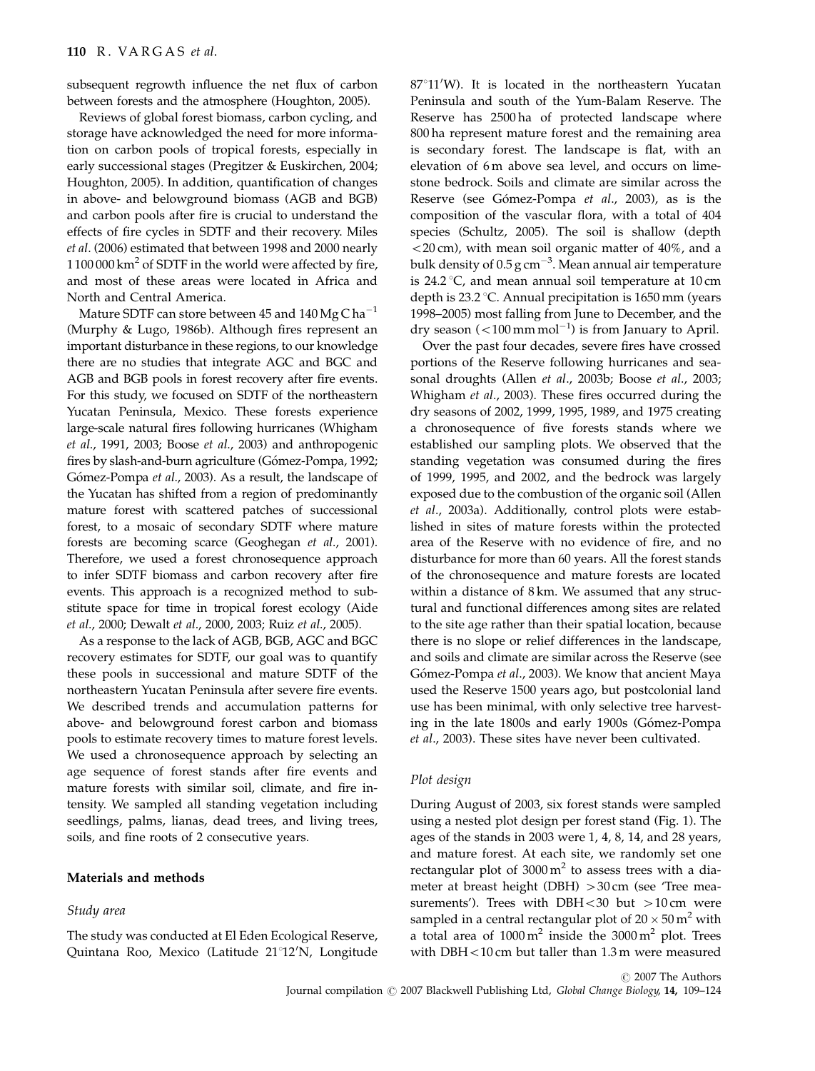subsequent regrowth influence the net flux of carbon between forests and the atmosphere (Houghton, 2005).

Reviews of global forest biomass, carbon cycling, and storage have acknowledged the need for more information on carbon pools of tropical forests, especially in early successional stages (Pregitzer & Euskirchen, 2004; Houghton, 2005). In addition, quantification of changes in above- and belowground biomass (AGB and BGB) and carbon pools after fire is crucial to understand the effects of fire cycles in SDTF and their recovery. Miles *et al*. (2006) estimated that between 1998 and 2000 nearly 1 100 000 $km^2$ of SDTF in the world were affected by fire, and most of these areas were located in Africa and North and Central America.

Mature SDTF can store between 45 and 140 $Mg\,C\,ha^{-1}$ (Murphy & Lugo, 1986b). Although fires represent an important disturbance in these regions, to our knowledge there are no studies that integrate AGC and BGC and AGB and BGB pools in forest recovery after fire events. For this study, we focused on SDTF of the northeastern Yucatan Peninsula, Mexico. These forests experience large-scale natural fires following hurricanes (Whigham *et al*., 1991, 2003; Boose *et al*., 2003) and anthropogenic fires by slash-and-burn agriculture (Gómez-Pompa, 1992; Gómez-Pompa *et al*., 2003). As a result, the landscape of the Yucatan has shifted from a region of predominantly mature forest with scattered patches of successional forest, to a mosaic of secondary SDTF where mature forests are becoming scarce (Geoghegan *et al*., 2001). Therefore, we used a forest chronosequence approach to infer SDTF biomass and carbon recovery after fire events. This approach is a recognized method to substitute space for time in tropical forest ecology (Aide *et al*., 2000; Dewalt *et al*., 2000, 2003; Ruiz *et al*., 2005).

As a response to the lack of AGB, BGB, AGC and BGC recovery estimates for SDTF, our goal was to quantify these pools in successional and mature SDTF of the northeastern Yucatan Peninsula after severe fire events. We described trends and accumulation patterns for above- and belowground forest carbon and biomass pools to estimate recovery times to mature forest levels. We used a chronosequence approach by selecting an age sequence of forest stands after fire events and mature forests with similar soil, climate, and fire intensity. We sampled all standing vegetation including seedlings, palms, lianas, dead trees, and living trees, soils, and fine roots of 2 consecutive years.

## Materials and methods

### *Study area*

The study was conducted at El Eden Ecological Reserve, Quintana Roo, Mexico (Latitude 21°12′N, Longitude 87°11′W). It is located in the northeastern Yucatan Peninsula and south of the Yum-Balam Reserve. The Reserve has 2500 ha of protected landscape where 800 ha represent mature forest and the remaining area is secondary forest. The landscape is flat, with an elevation of 6 m above sea level, and occurs on limestone bedrock. Soils and climate are similar across the Reserve (see Gómez-Pompa *et al*., 2003), as is the composition of the vascular flora, with a total of 404 species (Schultz, 2005). The soil is shallow (depth <20 cm), with mean soil organic matter of 40%, and a bulk density of 0.5 $g\,cm^{-3}$. Mean annual air temperature is 24.2 °C, and mean annual soil temperature at 10 cm depth is 23.2 °C. Annual precipitation is 1650 mm (years 1998–2005) most falling from June to December, and the dry season (<100 $mm\,mol^{-1}$) is from January to April.

Over the past four decades, severe fires have crossed portions of the Reserve following hurricanes and seasonal droughts (Allen *et al*., 2003b; Boose *et al*., 2003; Whigham *et al*., 2003). These fires occurred during the dry seasons of 2002, 1999, 1995, 1989, and 1975 creating a chronosequence of five forests stands where we established our sampling plots. We observed that the standing vegetation was consumed during the fires of 1999, 1995, and 2002, and the bedrock was largely exposed due to the combustion of the organic soil (Allen *et al*., 2003a). Additionally, control plots were established in sites of mature forests within the protected area of the Reserve with no evidence of fire, and no disturbance for more than 60 years. All the forest stands of the chronosequence and mature forests are located within a distance of 8 km. We assumed that any structural and functional differences among sites are related to the site age rather than their spatial location, because there is no slope or relief differences in the landscape, and soils and climate are similar across the Reserve (see Gómez-Pompa *et al*., 2003). We know that ancient Maya used the Reserve 1500 years ago, but postcolonial land use has been minimal, with only selective tree harvesting in the late 1800s and early 1900s (Gómez-Pompa *et al*., 2003). These sites have never been cultivated.

### *Plot design*

During August of 2003, six forest stands were sampled using a nested plot design per forest stand (Fig. 1). The ages of the stands in 2003 were 1, 4, 8, 14, and 28 years, and mature forest. At each site, we randomly set one rectangular plot of 3000 $m^2$ to assess trees with a diameter at breast height (DBH) >30 cm (see 'Tree measurements'). Trees with DBH<30 but >10 cm were sampled in a central rectangular plot of $20 \times 50\,m^2$ with a total area of 1000 $m^2$ inside the 3000 $m^2$ plot. Trees with DBH<10 cm but taller than 1.3 m were measured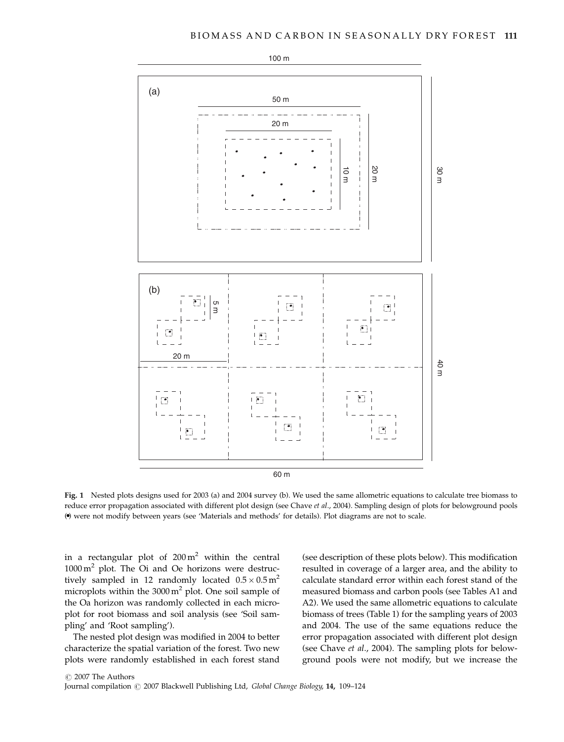**Fig. 1** Nested plots designs used for 2003 (a) and 2004 survey (b). We used the same allometric equations to calculate tree biomass to reduce error propagation associated with different plot design (see Chave *et al*., 2004). Sampling design of plots for belowground pools (•) were not modify between years (see 'Materials and methods' for details). Plot diagrams are not to scale.

in a rectangular plot of $200\,\mathrm{m}^2$ within the central $1000\,\mathrm{m}^2$ plot. The Oi and Oe horizons were destructively sampled in 12 randomly located $0.5 \times 0.5\,\mathrm{m}^2$ microplots within the $3000\,\mathrm{m}^2$ plot. One soil sample of the Oa horizon was randomly collected in each microplot for root biomass and soil analysis (see 'Soil sampling' and 'Root sampling').

The nested plot design was modified in 2004 to better characterize the spatial variation of the forest. Two new plots were randomly established in each forest stand (see description of these plots below). This modification resulted in coverage of a larger area, and the ability to calculate standard error within each forest stand of the measured biomass and carbon pools (see Tables A1 and A2). We used the same allometric equations to calculate biomass of trees (Table 1) for the sampling years of 2003 and 2004. The use of the same equations reduce the error propagation associated with different plot design (see Chave *et al*., 2004). The sampling plots for belowground pools were not modify, but we increase the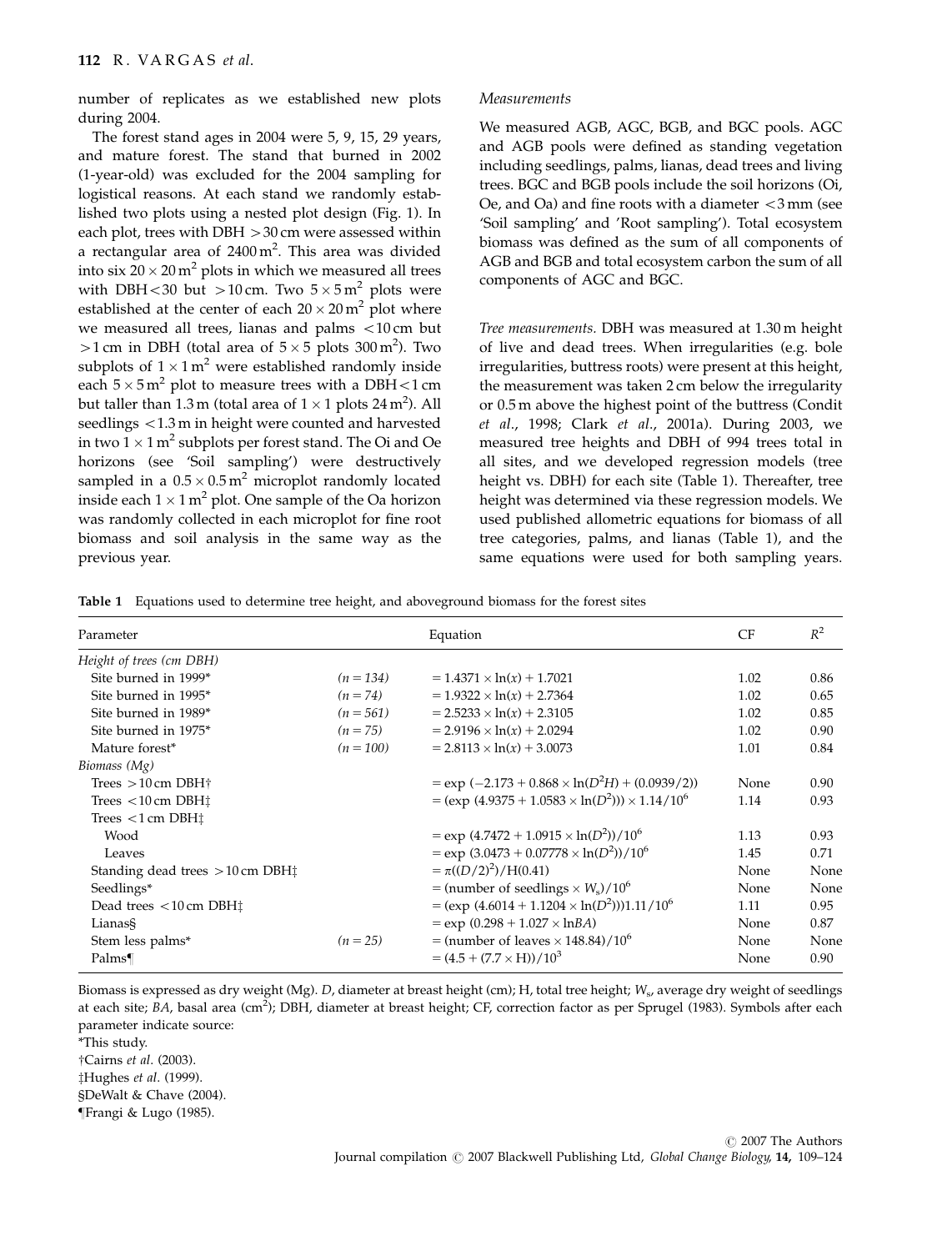number of replicates as we established new plots during 2004.

The forest stand ages in 2004 were 5, 9, 15, 29 years, and mature forest. The stand that burned in 2002 (1-year-old) was excluded for the 2004 sampling for logistical reasons. At each stand we randomly established two plots using a nested plot design (Fig. 1). In each plot, trees with DBH $>30$ cm were assessed within a rectangular area of $2400\,m^2$. This area was divided into six $20\times20\,m^2$ plots in which we measured all trees with DBH $<30$ but $>10$ cm. Two $5\times5\,m^2$ plots were established at the center of each $20\times20\,m^2$ plot where we measured all trees, lianas and palms $<10$ cm but $>1$ cm in DBH (total area of $5\times5$ plots $300\,m^2$). Two subplots of $1\times1\,m^2$ were established randomly inside each $5\times5\,m^2$ plot to measure trees with a DBH $<1$ cm but taller than 1.3 m (total area of $1\times1$ plots $24\,m^2$). All seedlings $<1.3$ m in height were counted and harvested in two $1\times1\,m^2$ subplots per forest stand. The Oi and Oe horizons (see 'Soil sampling') were destructively sampled in a $0.5\times0.5\,m^2$ microplot randomly located inside each $1\times1\,m^2$ plot. One sample of the Oa horizon was randomly collected in each microplot for fine root biomass and soil analysis in the same way as the previous year.

*Measurements*

We measured AGB, AGC, BGB, and BGC pools. AGC and AGB pools were defined as standing vegetation including seedlings, palms, lianas, dead trees and living trees. BGC and BGB pools include the soil horizons (Oi, Oe, and Oa) and fine roots with a diameter $<3$ mm (see 'Soil sampling' and 'Root sampling'). Total ecosystem biomass was defined as the sum of all components of AGB and BGB and total ecosystem carbon the sum of all components of AGC and BGC.

*Tree measurements.* DBH was measured at 1.30 m height of live and dead trees. When irregularities (e.g. bole irregularities, buttress roots) were present at this height, the measurement was taken 2 cm below the irregularity or 0.5 m above the highest point of the buttress (Condit *et al*., 1998; Clark *et al*., 2001a). During 2003, we measured tree heights and DBH of 994 trees total in all sites, and we developed regression models (tree height vs. DBH) for each site (Table 1). Thereafter, tree height was determined via these regression models. We used published allometric equations for biomass of all tree categories, palms, and lianas (Table 1), and the same equations were used for both sampling years.

**Table 1** Equations used to determine tree height, and aboveground biomass for the forest sites

| Parameter | | Equation | CF | $R^2$ |
|---|---|---|---|---|
| *Height of trees (cm DBH)* | | | | |
| Site burned in 1999* | ($n = 134$) | $= 1.4371 \times \ln(x) + 1.7021$ | 1.02 | 0.86 |
| Site burned in 1995* | ($n = 74$) | $= 1.9322 \times \ln(x) + 2.7364$ | 1.02 | 0.65 |
| Site burned in 1989* | ($n = 561$) | $= 2.5233 \times \ln(x) + 2.3105$ | 1.02 | 0.85 |
| Site burned in 1975* | ($n = 75$) | $= 2.9196 \times \ln(x) + 2.0294$ | 1.02 | 0.90 |
| Mature forest* | ($n = 100$) | $= 2.8113 \times \ln(x) + 3.0073$ | 1.01 | 0.84 |
| *Biomass (Mg)* | | | | |
| Trees $>10$ cm DBH† | | $= \exp(-2.173 + 0.868 \times \ln(D^2H) + (0.0939/2))$ | None | 0.90 |
| Trees $<10$ cm DBH‡ | | $= (\exp(4.9375 + 1.0583 \times \ln(D^2))) \times 1.14/10^6$ | 1.14 | 0.93 |
| Trees $<1$ cm DBH‡ | | | | |
| Wood | | $= \exp(4.7472 + 1.0915 \times \ln(D^2))/10^6$ | 1.13 | 0.93 |
| Leaves | | $= \exp(3.0473 + 0.07778 \times \ln(D^2))/10^6$ | 1.45 | 0.71 |
| Standing dead trees $>10$ cm DBH‡ | | $= \pi((D/2)^2)/\mathrm{H}(0.41)$ | None | None |
| Seedlings* | | $= (\text{number of seedlings} \times W_s)/10^6$ | None | None |
| Dead trees $<10$ cm DBH‡ | | $= (\exp(4.6014 + 1.1204 \times \ln(D^2)))1.11/10^6$ | 1.11 | 0.95 |
| Lianas§ | | $= \exp(0.298 + 1.027 \times \ln BA)$ | None | 0.87 |
| Stem less palms* | ($n = 25$) | $= (\text{number of leaves} \times 148.84)/10^6$ | None | None |
| Palms¶ | | $= (4.5 + (7.7 \times \mathrm{H}))/10^3$ | None | 0.90 |

Biomass is expressed as dry weight (Mg). $D$, diameter at breast height (cm); H, total tree height; $W_s$, average dry weight of seedlings at each site; $BA$, basal area ($cm^2$); DBH, diameter at breast height; CF, correction factor as per Sprugel (1983). Symbols after each parameter indicate source:

*This study.

†Cairns *et al*. (2003).

‡Hughes *et al*. (1999).

§DeWalt & Chave (2004).

¶Frangi & Lugo (1985).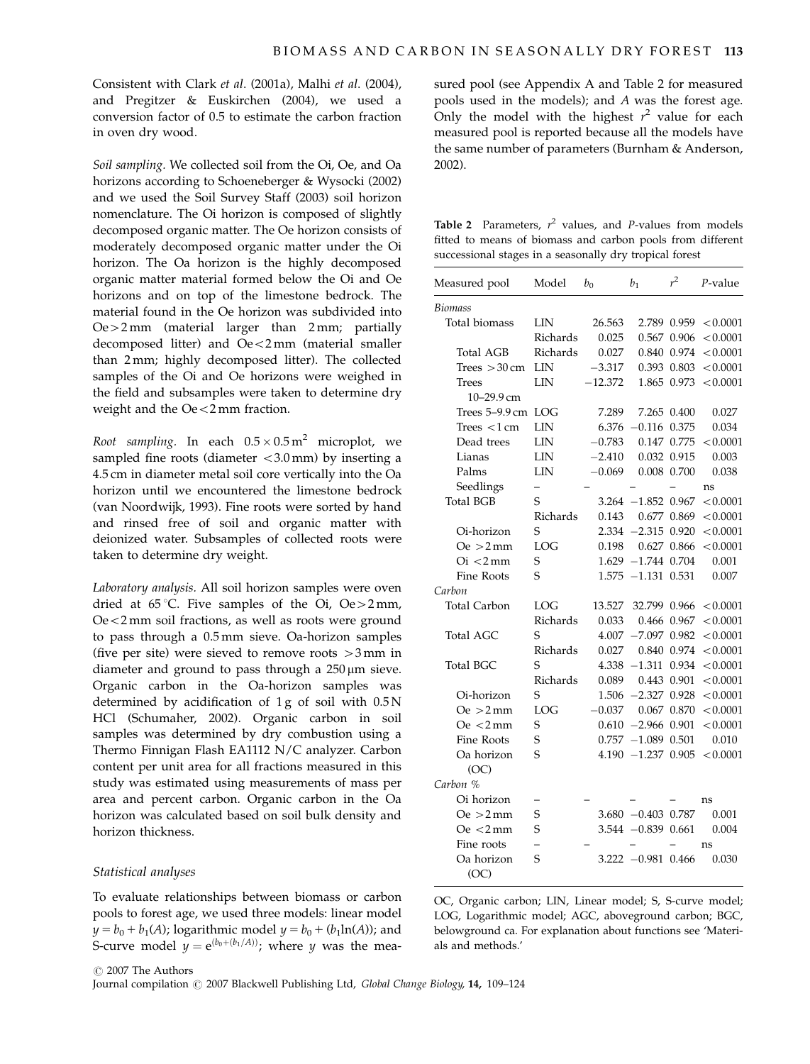Consistent with Clark *et al*. (2001a), Malhi *et al*. (2004), and Pregitzer & Euskirchen (2004), we used a conversion factor of 0.5 to estimate the carbon fraction in oven dry wood.

*Soil sampling.* We collected soil from the Oi, Oe, and Oa horizons according to Schoeneberger & Wysocki (2002) and we used the Soil Survey Staff (2003) soil horizon nomenclature. The Oi horizon is composed of slightly decomposed organic matter. The Oe horizon consists of moderately decomposed organic matter under the Oi horizon. The Oa horizon is the highly decomposed organic matter material formed below the Oi and Oe horizons and on top of the limestone bedrock. The material found in the Oe horizon was subdivided into Oe > 2 mm (material larger than 2 mm; partially decomposed litter) and Oe < 2 mm (material smaller than 2 mm; highly decomposed litter). The collected samples of the Oi and Oe horizons were weighed in the field and subsamples were taken to determine dry weight and the Oe < 2 mm fraction.

*Root sampling.* In each $0.5 \times 0.5\,\mathrm{m}^2$ microplot, we sampled fine roots (diameter < 3.0 mm) by inserting a 4.5 cm in diameter metal soil core vertically into the Oa horizon until we encountered the limestone bedrock (van Noordwijk, 1993). Fine roots were sorted by hand and rinsed free of soil and organic matter with deionized water. Subsamples of collected roots were taken to determine dry weight.

*Laboratory analysis.* All soil horizon samples were oven dried at 65 °C. Five samples of the Oi, Oe > 2 mm, Oe < 2 mm soil fractions, as well as roots were ground to pass through a 0.5 mm sieve. Oa-horizon samples (five per site) were sieved to remove roots > 3 mm in diameter and ground to pass through a 250 μm sieve. Organic carbon in the Oa-horizon samples was determined by acidification of 1 g of soil with 0.5 N HCl (Schumaher, 2002). Organic carbon in soil samples was determined by dry combustion using a Thermo Finnigan Flash EA1112 N/C analyzer. Carbon content per unit area for all fractions measured in this study was estimated using measurements of mass per area and percent carbon. Organic carbon in the Oa horizon was calculated based on soil bulk density and horizon thickness.

### Statistical analyses

To evaluate relationships between biomass or carbon pools to forest age, we used three models: linear model $y = b_0 + b_1(A)$; logarithmic model $y = b_0 + (b_1 \ln(A))$; and S-curve model $y = e^{(b_0 + (b_1/A))}$; where $y$ was the measured pool (see Appendix A and Table 2 for measured pools used in the models); and $A$ was the forest age. Only the model with the highest $r^2$ value for each measured pool is reported because all the models have the same number of parameters (Burnham & Anderson, 2002).

**Table 2** Parameters, $r^2$ values, and $P$-values from models fitted to means of biomass and carbon pools from different successional stages in a seasonally dry tropical forest

| Measured pool | Model | $b_0$ | $b_1$ | $r^2$ | $P$-value |
|---|---|---|---|---|---|
| *Biomass* | | | | | |
| Total biomass | LIN | 26.563 | 2.789 | 0.959 | < 0.0001 |
| | Richards | 0.025 | 0.567 | 0.906 | < 0.0001 |
| Total AGB | Richards | 0.027 | 0.840 | 0.974 | < 0.0001 |
| Trees > 30 cm | LIN | −3.317 | 0.393 | 0.803 | < 0.0001 |
| Trees 10–29.9 cm | LIN | −12.372 | 1.865 | 0.973 | < 0.0001 |
| Trees 5–9.9 cm | LOG | 7.289 | 7.265 | 0.400 | 0.027 |
| Trees < 1 cm | LIN | 6.376 | −0.116 | 0.375 | 0.034 |
| Dead trees | LIN | −0.783 | 0.147 | 0.775 | < 0.0001 |
| Lianas | LIN | −2.410 | 0.032 | 0.915 | 0.003 |
| Palms | LIN | −0.069 | 0.008 | 0.700 | 0.038 |
| Seedlings | – | – | – | – | ns |
| Total BGB | S | 3.264 | −1.852 | 0.967 | < 0.0001 |
| | Richards | 0.143 | 0.677 | 0.869 | < 0.0001 |
| Oi-horizon | S | 2.334 | −2.315 | 0.920 | < 0.0001 |
| Oe > 2 mm | LOG | 0.198 | 0.627 | 0.866 | < 0.0001 |
| Oi < 2 mm | S | 1.629 | −1.744 | 0.704 | 0.001 |
| Fine Roots | S | 1.575 | −1.131 | 0.531 | 0.007 |
| *Carbon* | | | | | |
| Total Carbon | LOG | 13.527 | 32.799 | 0.966 | < 0.0001 |
| | Richards | 0.033 | 0.466 | 0.967 | < 0.0001 |
| Total AGC | S | 4.007 | −7.097 | 0.982 | < 0.0001 |
| | Richards | 0.027 | 0.840 | 0.974 | < 0.0001 |
| Total BGC | S | 4.338 | −1.311 | 0.934 | < 0.0001 |
| | Richards | 0.089 | 0.443 | 0.901 | < 0.0001 |
| Oi-horizon | S | 1.506 | −2.327 | 0.928 | < 0.0001 |
| Oe > 2 mm | LOG | −0.037 | 0.067 | 0.870 | < 0.0001 |
| Oe < 2 mm | S | 0.610 | −2.966 | 0.901 | < 0.0001 |
| Fine Roots | S | 0.757 | −1.089 | 0.501 | 0.010 |
| Oa horizon (OC) | S | 4.190 | −1.237 | 0.905 | < 0.0001 |
| *Carbon %* | | | | | |
| Oi horizon | – | – | – | – | ns |
| Oe > 2 mm | S | 3.680 | −0.403 | 0.787 | 0.001 |
| Oe < 2 mm | S | 3.544 | −0.839 | 0.661 | 0.004 |
| Fine roots | – | – | – | – | ns |
| Oa horizon (OC) | S | 3.222 | −0.981 | 0.466 | 0.030 |

OC, Organic carbon; LIN, Linear model; S, S-curve model; LOG, Logarithmic model; AGC, aboveground carbon; BGC, belowground ca. For explanation about functions see 'Materials and methods.'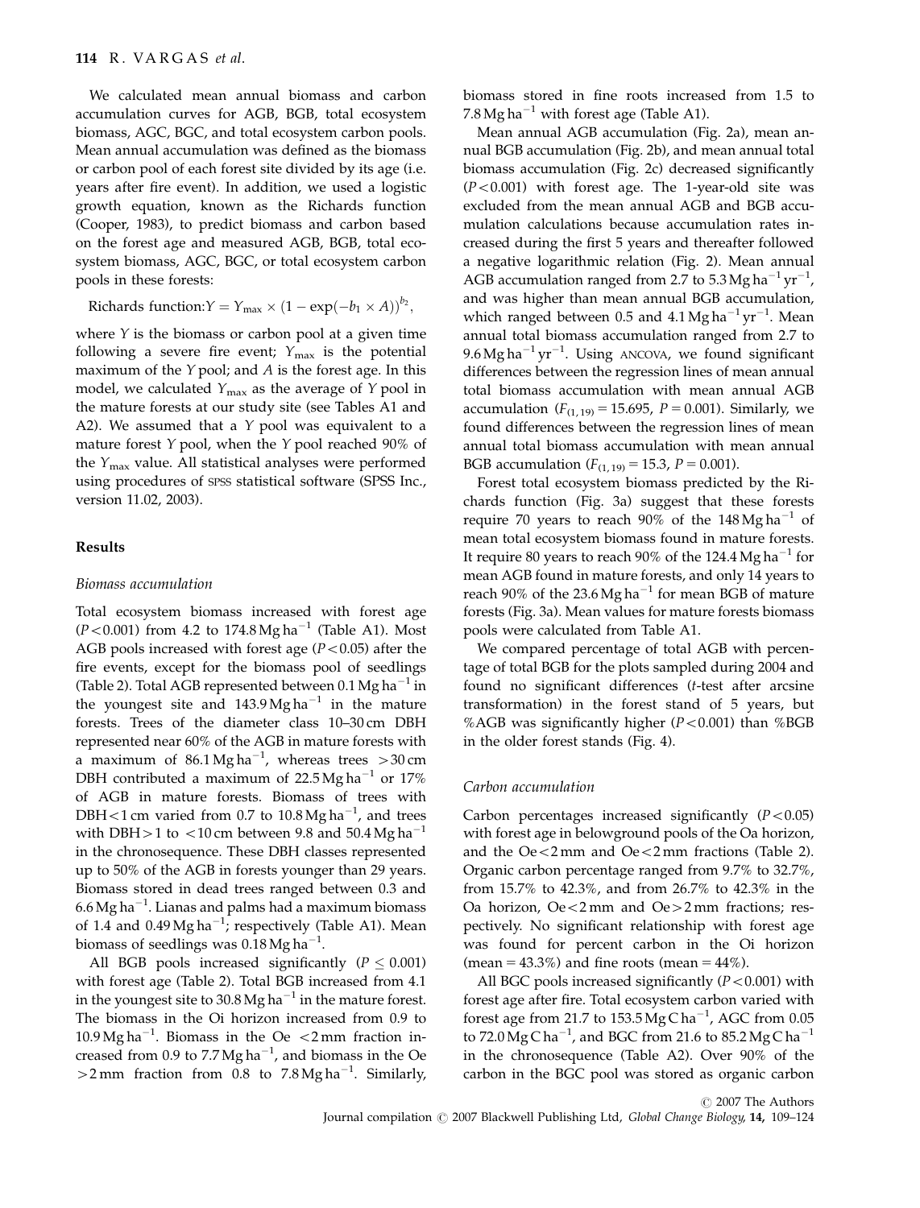We calculated mean annual biomass and carbon accumulation curves for AGB, BGB, total ecosystem biomass, AGC, BGC, and total ecosystem carbon pools. Mean annual accumulation was defined as the biomass or carbon pool of each forest site divided by its age (i.e. years after fire event). In addition, we used a logistic growth equation, known as the Richards function (Cooper, 1983), to predict biomass and carbon based on the forest age and measured AGB, BGB, total ecosystem biomass, AGC, BGC, or total ecosystem carbon pools in these forests:

$$\text{Richards function:} Y = Y_{\max} \times (1 - \exp(-b_1 \times A))^{b_2},$$

where $Y$ is the biomass or carbon pool at a given time following a severe fire event; $Y_{\max}$ is the potential maximum of the $Y$ pool; and $A$ is the forest age. In this model, we calculated $Y_{\max}$ as the average of $Y$ pool in the mature forests at our study site (see Tables A1 and A2). We assumed that a $Y$ pool was equivalent to a mature forest $Y$ pool, when the $Y$ pool reached 90% of the $Y_{\max}$ value. All statistical analyses were performed using procedures of SPSS statistical software (SPSS Inc., version 11.02, 2003).

## Results

### *Biomass accumulation*

Total ecosystem biomass increased with forest age ($P<0.001$) from 4.2 to 174.8 Mg ha$^{-1}$ (Table A1). Most AGB pools increased with forest age ($P<0.05$) after the fire events, except for the biomass pool of seedlings (Table 2). Total AGB represented between 0.1 Mg ha$^{-1}$ in the youngest site and 143.9 Mg ha$^{-1}$ in the mature forests. Trees of the diameter class 10–30 cm DBH represented near 60% of the AGB in mature forests with a maximum of 86.1 Mg ha$^{-1}$, whereas trees $>30$ cm DBH contributed a maximum of 22.5 Mg ha$^{-1}$ or 17% of AGB in mature forests. Biomass of trees with DBH $<1$ cm varied from 0.7 to 10.8 Mg ha$^{-1}$, and trees with DBH $>1$ to $<10$ cm between 9.8 and 50.4 Mg ha$^{-1}$ in the chronosequence. These DBH classes represented up to 50% of the AGB in forests younger than 29 years. Biomass stored in dead trees ranged between 0.3 and 6.6 Mg ha$^{-1}$. Lianas and palms had a maximum biomass of 1.4 and 0.49 Mg ha$^{-1}$; respectively (Table A1). Mean biomass of seedlings was 0.18 Mg ha$^{-1}$.

All BGB pools increased significantly ($P \leq 0.001$) with forest age (Table 2). Total BGB increased from 4.1 in the youngest site to 30.8 Mg ha$^{-1}$ in the mature forest. The biomass in the Oi horizon increased from 0.9 to 10.9 Mg ha$^{-1}$. Biomass in the Oe $<2$ mm fraction increased from 0.9 to 7.7 Mg ha$^{-1}$, and biomass in the Oe $>2$ mm fraction from 0.8 to 7.8 Mg ha$^{-1}$. Similarly, biomass stored in fine roots increased from 1.5 to 7.8 Mg ha$^{-1}$ with forest age (Table A1).

Mean annual AGB accumulation (Fig. 2a), mean annual BGB accumulation (Fig. 2b), and mean annual total biomass accumulation (Fig. 2c) decreased significantly ($P<0.001$) with forest age. The 1-year-old site was excluded from the mean annual AGB and BGB accumulation calculations because accumulation rates increased during the first 5 years and thereafter followed a negative logarithmic relation (Fig. 2). Mean annual AGB accumulation ranged from 2.7 to 5.3 Mg ha$^{-1}$ yr$^{-1}$, and was higher than mean annual BGB accumulation, which ranged between 0.5 and 4.1 Mg ha$^{-1}$ yr$^{-1}$. Mean annual total biomass accumulation ranged from 2.7 to 9.6 Mg ha$^{-1}$ yr$^{-1}$. Using ANCOVA, we found significant differences between the regression lines of mean annual total biomass accumulation with mean annual AGB accumulation ($F_{(1,19)} = 15.695$, $P = 0.001$). Similarly, we found differences between the regression lines of mean annual total biomass accumulation with mean annual BGB accumulation ($F_{(1,19)} = 15.3$, $P = 0.001$).

Forest total ecosystem biomass predicted by the Richards function (Fig. 3a) suggest that these forests require 70 years to reach 90% of the 148 Mg ha$^{-1}$ of mean total ecosystem biomass found in mature forests. It require 80 years to reach 90% of the 124.4 Mg ha$^{-1}$ for mean AGB found in mature forests, and only 14 years to reach 90% of the 23.6 Mg ha$^{-1}$ for mean BGB of mature forests (Fig. 3a). Mean values for mature forests biomass pools were calculated from Table A1.

We compared percentage of total AGB with percentage of total BGB for the plots sampled during 2004 and found no significant differences ($t$-test after arcsine transformation) in the forest stand of 5 years, but %AGB was significantly higher ($P<0.001$) than %BGB in the older forest stands (Fig. 4).

### *Carbon accumulation*

Carbon percentages increased significantly ($P<0.05$) with forest age in belowground pools of the Oa horizon, and the Oe $<2$ mm and Oe $<2$ mm fractions (Table 2). Organic carbon percentage ranged from 9.7% to 32.7%, from 15.7% to 42.3%, and from 26.7% to 42.3% in the Oa horizon, Oe $<2$ mm and Oe $>2$ mm fractions; respectively. No significant relationship with forest age was found for percent carbon in the Oi horizon (mean = 43.3%) and fine roots (mean = 44%).

All BGC pools increased significantly ($P<0.001$) with forest age after fire. Total ecosystem carbon varied with forest age from 21.7 to 153.5 Mg C ha$^{-1}$, AGC from 0.05 to 72.0 Mg C ha$^{-1}$, and BGC from 21.6 to 85.2 Mg C ha$^{-1}$ in the chronosequence (Table A2). Over 90% of the carbon in the BGC pool was stored as organic carbon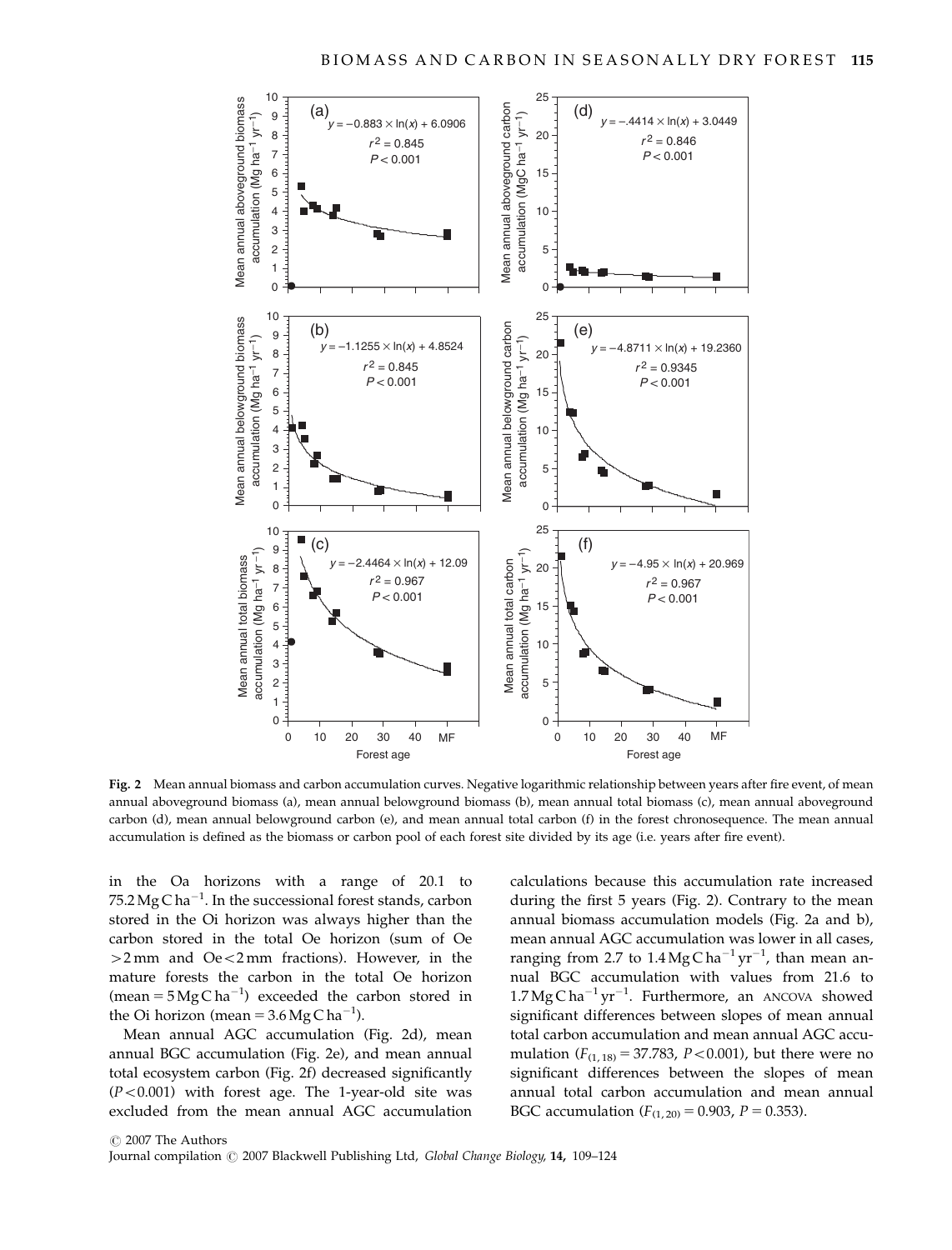**Fig. 2** Mean annual biomass and carbon accumulation curves. Negative logarithmic relationship between years after fire event, of mean annual aboveground biomass (a), mean annual belowground biomass (b), mean annual total biomass (c), mean annual aboveground carbon (d), mean annual belowground carbon (e), and mean annual total carbon (f) in the forest chronosequence. The mean annual accumulation is defined as the biomass or carbon pool of each forest site divided by its age (i.e. years after fire event).

in the Oa horizons with a range of 20.1 to 75.2 Mg C $ha^{-1}$. In the successional forest stands, carbon stored in the Oi horizon was always higher than the carbon stored in the total Oe horizon (sum of Oe $>2$ mm and Oe $<2$ mm fractions). However, in the mature forests the carbon in the total Oe horizon (mean = 5 Mg C $ha^{-1}$) exceeded the carbon stored in the Oi horizon (mean = 3.6 Mg C $ha^{-1}$).

Mean annual AGC accumulation (Fig. 2d), mean annual BGC accumulation (Fig. 2e), and mean annual total ecosystem carbon (Fig. 2f) decreased significantly ($P<0.001$) with forest age. The 1-year-old site was excluded from the mean annual AGC accumulation calculations because this accumulation rate increased during the first 5 years (Fig. 2). Contrary to the mean annual biomass accumulation models (Fig. 2a and b), mean annual AGC accumulation was lower in all cases, ranging from 2.7 to 1.4 Mg C $ha^{-1}$ $yr^{-1}$, than mean annual BGC accumulation with values from 21.6 to 1.7 Mg C $ha^{-1}$ $yr^{-1}$. Furthermore, an ANCOVA showed significant differences between slopes of mean annual total carbon accumulation and mean annual AGC accumulation ($F_{(1,18)}=37.783$, $P<0.001$), but there were no significant differences between the slopes of mean annual total carbon accumulation and mean annual BGC accumulation ($F_{(1,20)}=0.903$, $P=0.353$).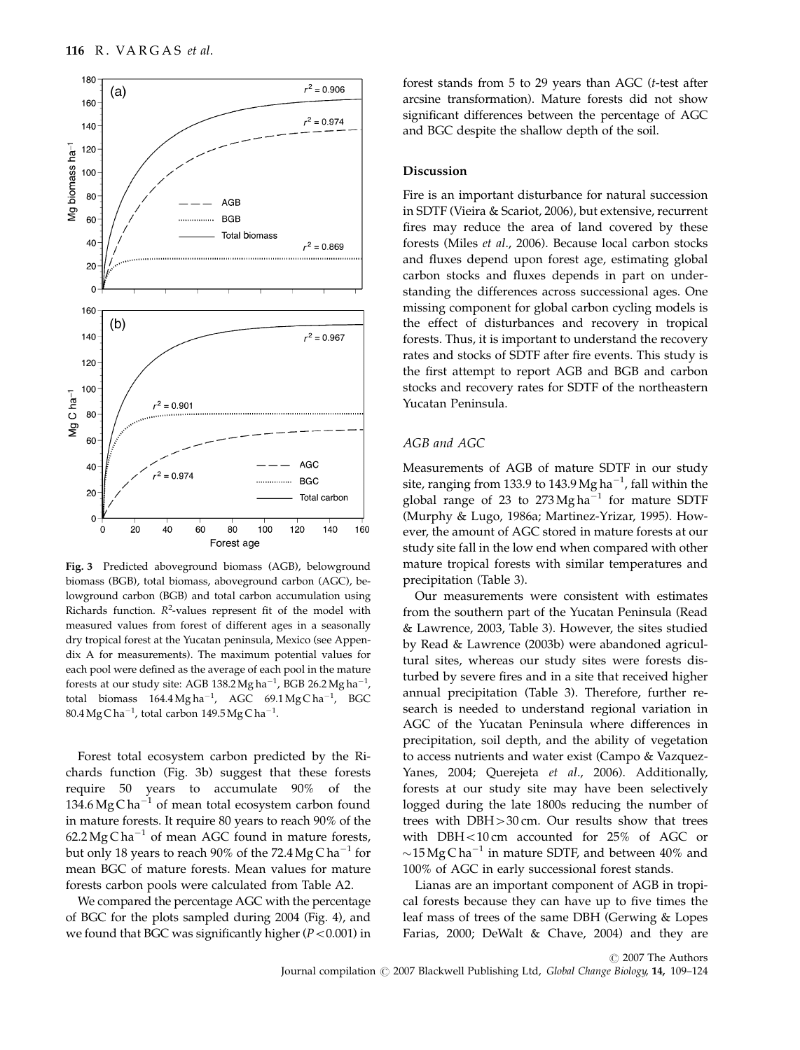Fig. 3 Predicted aboveground biomass (AGB), belowground biomass (BGB), total biomass, aboveground carbon (AGC), belowground carbon (BGB) and total carbon accumulation using Richards function. $R^2$-values represent fit of the model with measured values from forest of different ages in a seasonally dry tropical forest at the Yucatan peninsula, Mexico (see Appendix A for measurements). The maximum potential values for each pool were defined as the average of each pool in the mature forests at our study site: AGB 138.2 Mg ha$^{-1}$, BGB 26.2 Mg ha$^{-1}$, total biomass 164.4 Mg ha$^{-1}$, AGC 69.1 Mg C ha$^{-1}$, BGC 80.4 Mg C ha$^{-1}$, total carbon 149.5 Mg C ha$^{-1}$.

Forest total ecosystem carbon predicted by the Richards function (Fig. 3b) suggest that these forests require 50 years to accumulate 90% of the 134.6 Mg C ha$^{-1}$ of mean total ecosystem carbon found in mature forests. It require 80 years to reach 90% of the 62.2 Mg C ha$^{-1}$ of mean AGC found in mature forests, but only 18 years to reach 90% of the 72.4 Mg C ha$^{-1}$ for mean BGC of mature forests. Mean values for mature forests carbon pools were calculated from Table A2.

We compared the percentage AGC with the percentage of BGC for the plots sampled during 2004 (Fig. 4), and we found that BGC was significantly higher ($P < 0.001$) in forest stands from 5 to 29 years than AGC (*t*-test after arcsine transformation). Mature forests did not show significant differences between the percentage of AGC and BGC despite the shallow depth of the soil.

## Discussion

Fire is an important disturbance for natural succession in SDTF (Vieira & Scariot, 2006), but extensive, recurrent fires may reduce the area of land covered by these forests (Miles *et al*., 2006). Because local carbon stocks and fluxes depend upon forest age, estimating global carbon stocks and fluxes depends in part on understanding the differences across successional ages. One missing component for global carbon cycling models is the effect of disturbances and recovery in tropical forests. Thus, it is important to understand the recovery rates and stocks of SDTF after fire events. This study is the first attempt to report AGB and BGB and carbon stocks and recovery rates for SDTF of the northeastern Yucatan Peninsula.

### *AGB and AGC*

Measurements of AGB of mature SDTF in our study site, ranging from 133.9 to 143.9 Mg ha$^{-1}$, fall within the global range of 23 to 273 Mg ha$^{-1}$ for mature SDTF (Murphy & Lugo, 1986a; Martinez-Yrizar, 1995). However, the amount of AGC stored in mature forests at our study site fall in the low end when compared with other mature tropical forests with similar temperatures and precipitation (Table 3).

Our measurements were consistent with estimates from the southern part of the Yucatan Peninsula (Read & Lawrence, 2003, Table 3). However, the sites studied by Read & Lawrence (2003b) were abandoned agricultural sites, whereas our study sites were forests disturbed by severe fires and in a site that received higher annual precipitation (Table 3). Therefore, further research is needed to understand regional variation in AGC of the Yucatan Peninsula where differences in precipitation, soil depth, and the ability of vegetation to access nutrients and water exist (Campo & Vazquez-Yanes, 2004; Querejeta *et al*., 2006). Additionally, forests at our study site may have been selectively logged during the late 1800s reducing the number of trees with DBH > 30 cm. Our results show that trees with DBH < 10 cm accounted for 25% of AGC or ~15 Mg C ha$^{-1}$ in mature SDTF, and between 40% and 100% of AGC in early successional forest stands.

Lianas are an important component of AGB in tropical forests because they can have up to five times the leaf mass of trees of the same DBH (Gerwing & Lopes Farias, 2000; DeWalt & Chave, 2004) and they are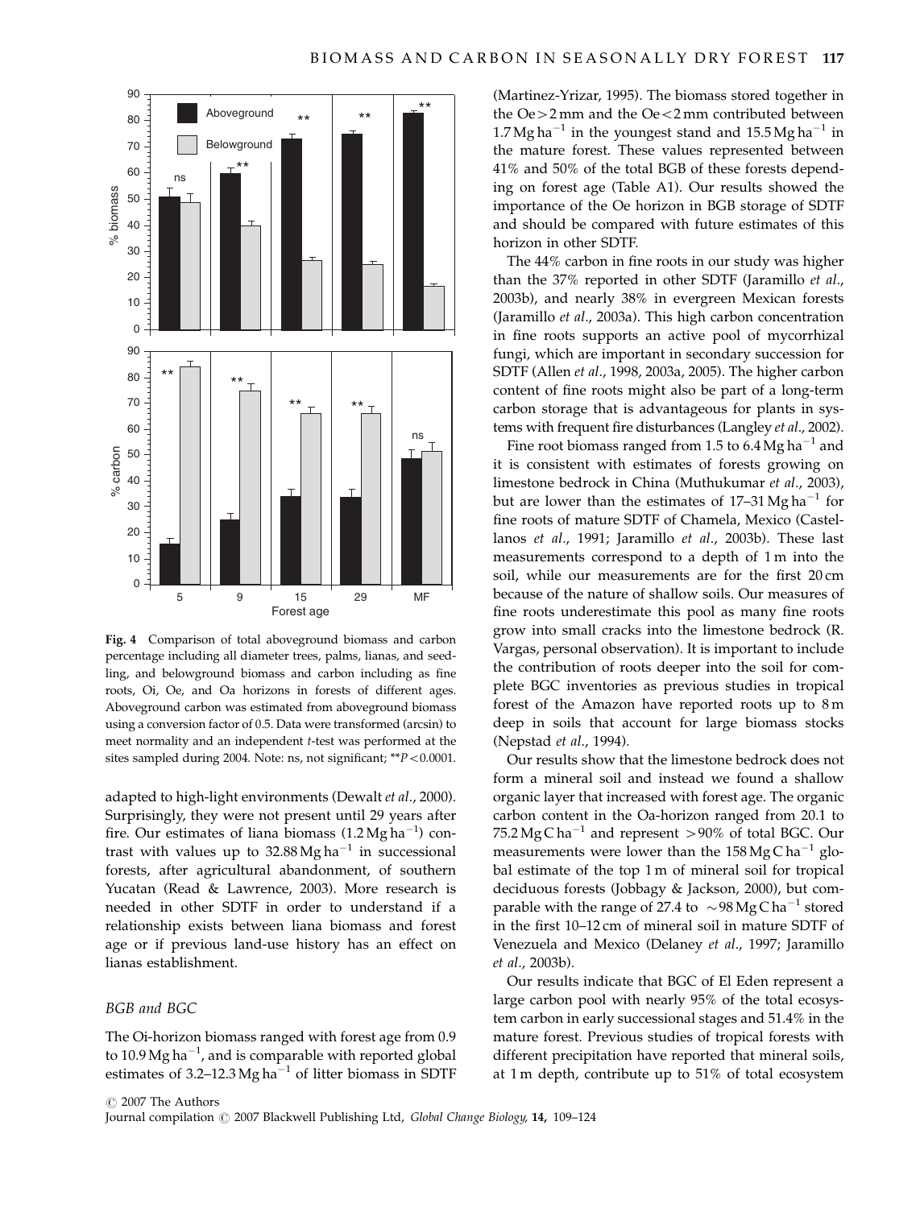Fig. 4 Comparison of total aboveground biomass and carbon percentage including all diameter trees, palms, lianas, and seedling, and belowground biomass and carbon including as fine roots, Oi, Oe, and Oa horizons in forests of different ages. Aboveground carbon was estimated from aboveground biomass using a conversion factor of 0.5. Data were transformed (arcsin) to meet normality and an independent $t$-test was performed at the sites sampled during 2004. Note: ns, not significant; $^{**}P < 0.0001$.

adapted to high-light environments (Dewalt *et al*., 2000). Surprisingly, they were not present until 29 years after fire. Our estimates of liana biomass ($1.2\,\mathrm{Mg\,ha^{-1}}$) contrast with values up to $32.88\,\mathrm{Mg\,ha^{-1}}$ in successional forests, after agricultural abandonment, of southern Yucatan (Read & Lawrence, 2003). More research is needed in other SDTF in order to understand if a relationship exists between liana biomass and forest age or if previous land-use history has an effect on lianas establishment.

### *BGB and BGC*

The Oi-horizon biomass ranged with forest age from 0.9 to $10.9\,\mathrm{Mg\,ha^{-1}}$, and is comparable with reported global estimates of $3.2$–$12.3\,\mathrm{Mg\,ha^{-1}}$ of litter biomass in SDTF (Martinez-Yrizar, 1995). The biomass stored together in the Oe > 2 mm and the Oe < 2 mm contributed between $1.7\,\mathrm{Mg\,ha^{-1}}$ in the youngest stand and $15.5\,\mathrm{Mg\,ha^{-1}}$ in the mature forest. These values represented between 41% and 50% of the total BGB of these forests depending on forest age (Table A1). Our results showed the importance of the Oe horizon in BGB storage of SDTF and should be compared with future estimates of this horizon in other SDTF.

The 44% carbon in fine roots in our study was higher than the 37% reported in other SDTF (Jaramillo *et al*., 2003b), and nearly 38% in evergreen Mexican forests (Jaramillo *et al*., 2003a). This high carbon concentration in fine roots supports an active pool of mycorrhizal fungi, which are important in secondary succession for SDTF (Allen *et al*., 1998, 2003a, 2005). The higher carbon content of fine roots might also be part of a long-term carbon storage that is advantageous for plants in systems with frequent fire disturbances (Langley *et al*., 2002).

Fine root biomass ranged from 1.5 to $6.4\,\mathrm{Mg\,ha^{-1}}$ and it is consistent with estimates of forests growing on limestone bedrock in China (Muthukumar *et al*., 2003), but are lower than the estimates of $17$–$31\,\mathrm{Mg\,ha^{-1}}$ for fine roots of mature SDTF of Chamela, Mexico (Castellanos *et al*., 1991; Jaramillo *et al*., 2003b). These last measurements correspond to a depth of 1 m into the soil, while our measurements are for the first 20 cm because of the nature of shallow soils. Our measures of fine roots underestimate this pool as many fine roots grow into small cracks into the limestone bedrock (R. Vargas, personal observation). It is important to include the contribution of roots deeper into the soil for complete BGC inventories as previous studies in tropical forest of the Amazon have reported roots up to 8 m deep in soils that account for large biomass stocks (Nepstad *et al*., 1994).

Our results show that the limestone bedrock does not form a mineral soil and instead we found a shallow organic layer that increased with forest age. The organic carbon content in the Oa-horizon ranged from 20.1 to $75.2\,\mathrm{Mg\,C\,ha^{-1}}$ and represent >90% of total BGC. Our measurements were lower than the $158\,\mathrm{Mg\,C\,ha^{-1}}$ global estimate of the top 1 m of mineral soil for tropical deciduous forests (Jobbagy & Jackson, 2000), but comparable with the range of 27.4 to $\sim 98\,\mathrm{Mg\,C\,ha^{-1}}$ stored in the first 10–12 cm of mineral soil in mature SDTF of Venezuela and Mexico (Delaney *et al*., 1997; Jaramillo *et al*., 2003b).

Our results indicate that BGC of El Eden represent a large carbon pool with nearly 95% of the total ecosystem carbon in early successional stages and 51.4% in the mature forest. Previous studies of tropical forests with different precipitation have reported that mineral soils, at 1 m depth, contribute up to 51% of total ecosystem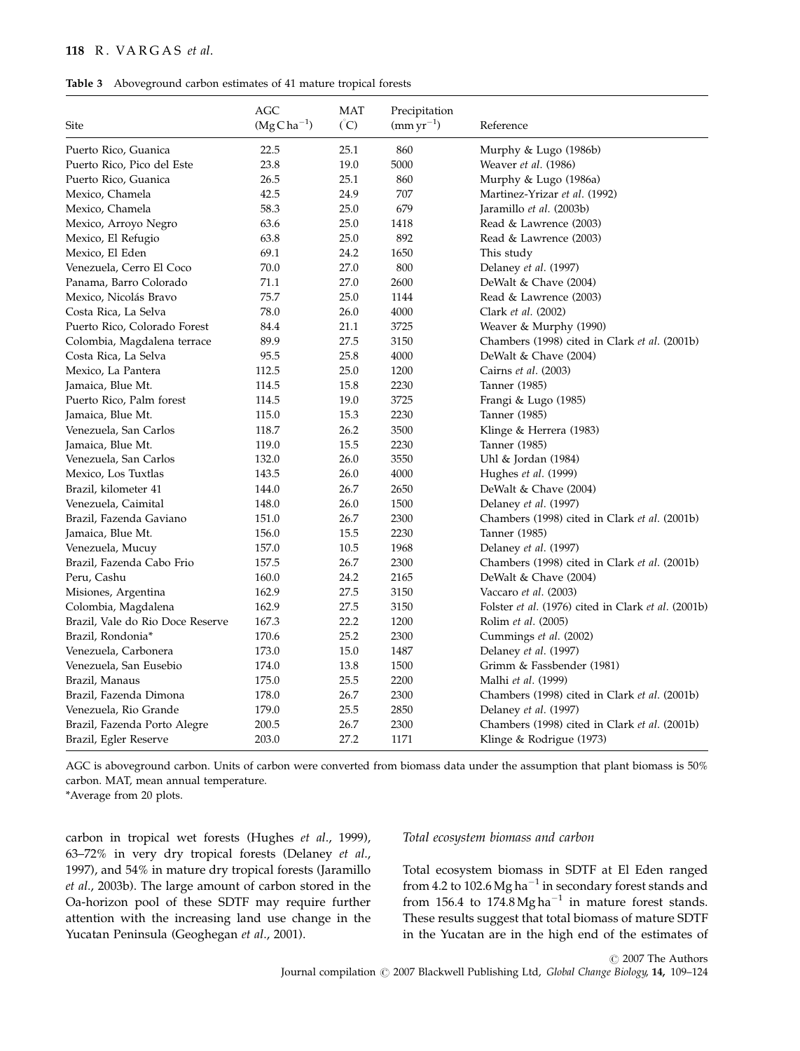**Table 3** Aboveground carbon estimates of 41 mature tropical forests

| Site | AGC ($Mg\,C\,ha^{-1}$) | MAT (°C) | Precipitation ($mm\,yr^{-1}$) | Reference |
|---|---|---|---|---|
| Puerto Rico, Guanica | 22.5 | 25.1 | 860 | Murphy & Lugo (1986b) |
| Puerto Rico, Pico del Este | 23.8 | 19.0 | 5000 | Weaver *et al.* (1986) |
| Puerto Rico, Guanica | 26.5 | 25.1 | 860 | Murphy & Lugo (1986a) |
| Mexico, Chamela | 42.5 | 24.9 | 707 | Martinez-Yrizar *et al.* (1992) |
| Mexico, Chamela | 58.3 | 25.0 | 679 | Jaramillo *et al.* (2003b) |
| Mexico, Arroyo Negro | 63.6 | 25.0 | 1418 | Read & Lawrence (2003) |
| Mexico, El Refugio | 63.8 | 25.0 | 892 | Read & Lawrence (2003) |
| Mexico, El Eden | 69.1 | 24.2 | 1650 | This study |
| Venezuela, Cerro El Coco | 70.0 | 27.0 | 800 | Delaney *et al.* (1997) |
| Panama, Barro Colorado | 71.1 | 27.0 | 2600 | DeWalt & Chave (2004) |
| Mexico, Nicolás Bravo | 75.7 | 25.0 | 1144 | Read & Lawrence (2003) |
| Costa Rica, La Selva | 78.0 | 26.0 | 4000 | Clark *et al.* (2002) |
| Puerto Rico, Colorado Forest | 84.4 | 21.1 | 3725 | Weaver & Murphy (1990) |
| Colombia, Magdalena terrace | 89.9 | 27.5 | 3150 | Chambers (1998) cited in Clark *et al.* (2001b) |
| Costa Rica, La Selva | 95.5 | 25.8 | 4000 | DeWalt & Chave (2004) |
| Mexico, La Pantera | 112.5 | 25.0 | 1200 | Cairns *et al.* (2003) |
| Jamaica, Blue Mt. | 114.5 | 15.8 | 2230 | Tanner (1985) |
| Puerto Rico, Palm forest | 114.5 | 19.0 | 3725 | Frangi & Lugo (1985) |
| Jamaica, Blue Mt. | 115.0 | 15.3 | 2230 | Tanner (1985) |
| Venezuela, San Carlos | 118.7 | 26.2 | 3500 | Klinge & Herrera (1983) |
| Jamaica, Blue Mt. | 119.0 | 15.5 | 2230 | Tanner (1985) |
| Venezuela, San Carlos | 132.0 | 26.0 | 3550 | Uhl & Jordan (1984) |
| Mexico, Los Tuxtlas | 143.5 | 26.0 | 4000 | Hughes *et al.* (1999) |
| Brazil, kilometer 41 | 144.0 | 26.7 | 2650 | DeWalt & Chave (2004) |
| Venezuela, Caimital | 148.0 | 26.0 | 1500 | Delaney *et al.* (1997) |
| Brazil, Fazenda Gaviano | 151.0 | 26.7 | 2300 | Chambers (1998) cited in Clark *et al.* (2001b) |
| Jamaica, Blue Mt. | 156.0 | 15.5 | 2230 | Tanner (1985) |
| Venezuela, Mucuy | 157.0 | 10.5 | 1968 | Delaney *et al.* (1997) |
| Brazil, Fazenda Cabo Frio | 157.5 | 26.7 | 2300 | Chambers (1998) cited in Clark *et al.* (2001b) |
| Peru, Cashu | 160.0 | 24.2 | 2165 | DeWalt & Chave (2004) |
| Misiones, Argentina | 162.9 | 27.5 | 3150 | Vaccaro *et al.* (2003) |
| Colombia, Magdalena | 162.9 | 27.5 | 3150 | Folster *et al.* (1976) cited in Clark *et al.* (2001b) |
| Brazil, Vale do Rio Doce Reserve | 167.3 | 22.2 | 1200 | Rolim *et al.* (2005) |
| Brazil, Rondonia* | 170.6 | 25.2 | 2300 | Cummings *et al.* (2002) |
| Venezuela, Carbonera | 173.0 | 15.0 | 1487 | Delaney *et al.* (1997) |
| Venezuela, San Eusebio | 174.0 | 13.8 | 1500 | Grimm & Fassbender (1981) |
| Brazil, Manaus | 175.0 | 25.5 | 2200 | Malhi *et al.* (1999) |
| Brazil, Fazenda Dimona | 178.0 | 26.7 | 2300 | Chambers (1998) cited in Clark *et al.* (2001b) |
| Venezuela, Rio Grande | 179.0 | 25.5 | 2850 | Delaney *et al.* (1997) |
| Brazil, Fazenda Porto Alegre | 200.5 | 26.7 | 2300 | Chambers (1998) cited in Clark *et al.* (2001b) |
| Brazil, Egler Reserve | 203.0 | 27.2 | 1171 | Klinge & Rodrigue (1973) |

AGC is aboveground carbon. Units of carbon were converted from biomass data under the assumption that plant biomass is 50% carbon. MAT, mean annual temperature.
*Average from 20 plots.

carbon in tropical wet forests (Hughes *et al.*, 1999), 63–72% in very dry tropical forests (Delaney *et al.*, 1997), and 54% in mature dry tropical forests (Jaramillo *et al.*, 2003b). The large amount of carbon stored in the Oa-horizon pool of these SDTF may require further attention with the increasing land use change in the Yucatan Peninsula (Geoghegan *et al.*, 2001).

### *Total ecosystem biomass and carbon*

Total ecosystem biomass in SDTF at El Eden ranged from 4.2 to 102.6 $Mg\,ha^{-1}$ in secondary forest stands and from 156.4 to 174.8 $Mg\,ha^{-1}$ in mature forest stands. These results suggest that total biomass of mature SDTF in the Yucatan are in the high end of the estimates of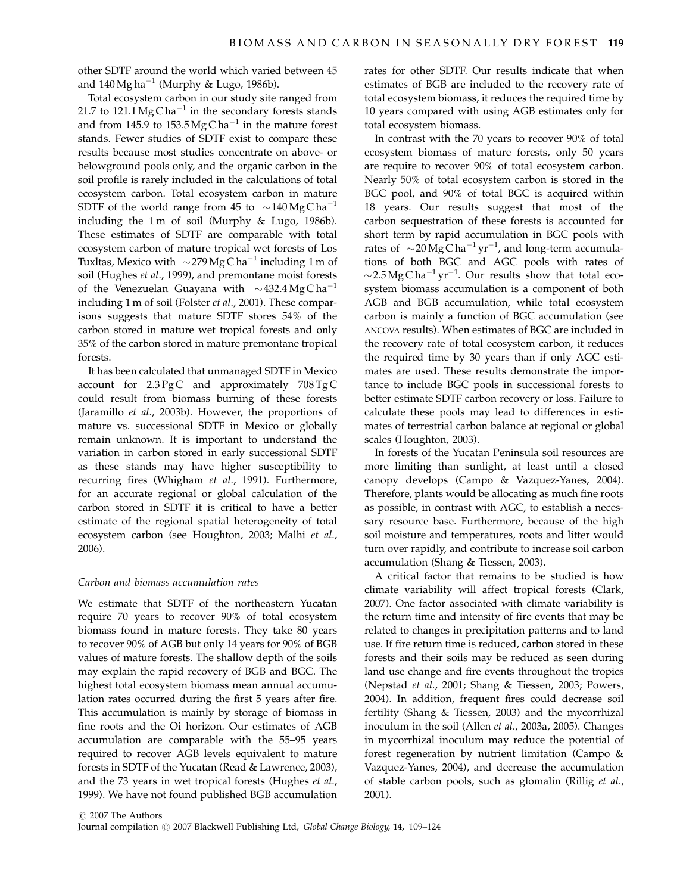other SDTF around the world which varied between 45 and 140 $\mathrm{Mg\,ha^{-1}}$ (Murphy & Lugo, 1986b).

Total ecosystem carbon in our study site ranged from 21.7 to 121.1 $\mathrm{Mg\,C\,ha^{-1}}$ in the secondary forests stands and from 145.9 to 153.5 $\mathrm{Mg\,C\,ha^{-1}}$ in the mature forest stands. Fewer studies of SDTF exist to compare these results because most studies concentrate on above- or belowground pools only, and the organic carbon in the soil profile is rarely included in the calculations of total ecosystem carbon. Total ecosystem carbon in mature SDTF of the world range from 45 to ~140 $\mathrm{Mg\,C\,ha^{-1}}$ including the 1 m of soil (Murphy & Lugo, 1986b). These estimates of SDTF are comparable with total ecosystem carbon of mature tropical wet forests of Los Tuxltas, Mexico with ~279 $\mathrm{Mg\,C\,ha^{-1}}$ including 1 m of soil (Hughes *et al*., 1999), and premontane moist forests of the Venezuelan Guayana with ~432.4 $\mathrm{Mg\,C\,ha^{-1}}$ including 1 m of soil (Folster *et al*., 2001). These comparisons suggests that mature SDTF stores 54% of the carbon stored in mature wet tropical forests and only 35% of the carbon stored in mature premontane tropical forests.

It has been calculated that unmanaged SDTF in Mexico account for 2.3 Pg C and approximately 708 Tg C could result from biomass burning of these forests (Jaramillo *et al*., 2003b). However, the proportions of mature vs. successional SDTF in Mexico or globally remain unknown. It is important to understand the variation in carbon stored in early successional SDTF as these stands may have higher susceptibility to recurring fires (Whigham *et al*., 1991). Furthermore, for an accurate regional or global calculation of the carbon stored in SDTF it is critical to have a better estimate of the regional spatial heterogeneity of total ecosystem carbon (see Houghton, 2003; Malhi *et al*., 2006).

### *Carbon and biomass accumulation rates*

We estimate that SDTF of the northeastern Yucatan require 70 years to recover 90% of total ecosystem biomass found in mature forests. They take 80 years to recover 90% of AGB but only 14 years for 90% of BGB values of mature forests. The shallow depth of the soils may explain the rapid recovery of BGB and BGC. The highest total ecosystem biomass mean annual accumulation rates occurred during the first 5 years after fire. This accumulation is mainly by storage of biomass in fine roots and the Oi horizon. Our estimates of AGB accumulation are comparable with the 55–95 years required to recover AGB levels equivalent to mature forests in SDTF of the Yucatan (Read & Lawrence, 2003), and the 73 years in wet tropical forests (Hughes *et al*., 1999). We have not found published BGB accumulation rates for other SDTF. Our results indicate that when estimates of BGB are included to the recovery rate of total ecosystem biomass, it reduces the required time by 10 years compared with using AGB estimates only for total ecosystem biomass.

In contrast with the 70 years to recover 90% of total ecosystem biomass of mature forests, only 50 years are require to recover 90% of total ecosystem carbon. Nearly 50% of total ecosystem carbon is stored in the BGC pool, and 90% of total BGC is acquired within 18 years. Our results suggest that most of the carbon sequestration of these forests is accounted for short term by rapid accumulation in BGC pools with rates of ~20 $\mathrm{Mg\,C\,ha^{-1}\,yr^{-1}}$, and long-term accumulations of both BGC and AGC pools with rates of ~2.5 $\mathrm{Mg\,C\,ha^{-1}\,yr^{-1}}$. Our results show that total ecosystem biomass accumulation is a component of both AGB and BGB accumulation, while total ecosystem carbon is mainly a function of BGC accumulation (see ANCOVA results). When estimates of BGC are included in the recovery rate of total ecosystem carbon, it reduces the required time by 30 years than if only AGC estimates are used. These results demonstrate the importance to include BGC pools in successional forests to better estimate SDTF carbon recovery or loss. Failure to calculate these pools may lead to differences in estimates of terrestrial carbon balance at regional or global scales (Houghton, 2003).

In forests of the Yucatan Peninsula soil resources are more limiting than sunlight, at least until a closed canopy develops (Campo & Vazquez-Yanes, 2004). Therefore, plants would be allocating as much fine roots as possible, in contrast with AGC, to establish a necessary resource base. Furthermore, because of the high soil moisture and temperatures, roots and litter would turn over rapidly, and contribute to increase soil carbon accumulation (Shang & Tiessen, 2003).

A critical factor that remains to be studied is how climate variability will affect tropical forests (Clark, 2007). One factor associated with climate variability is the return time and intensity of fire events that may be related to changes in precipitation patterns and to land use. If fire return time is reduced, carbon stored in these forests and their soils may be reduced as seen during land use change and fire events throughout the tropics (Nepstad *et al*., 2001; Shang & Tiessen, 2003; Powers, 2004). In addition, frequent fires could decrease soil fertility (Shang & Tiessen, 2003) and the mycorrhizal inoculum in the soil (Allen *et al*., 2003a, 2005). Changes in mycorrhizal inoculum may reduce the potential of forest regeneration by nutrient limitation (Campo & Vazquez-Yanes, 2004), and decrease the accumulation of stable carbon pools, such as glomalin (Rillig *et al*., 2001).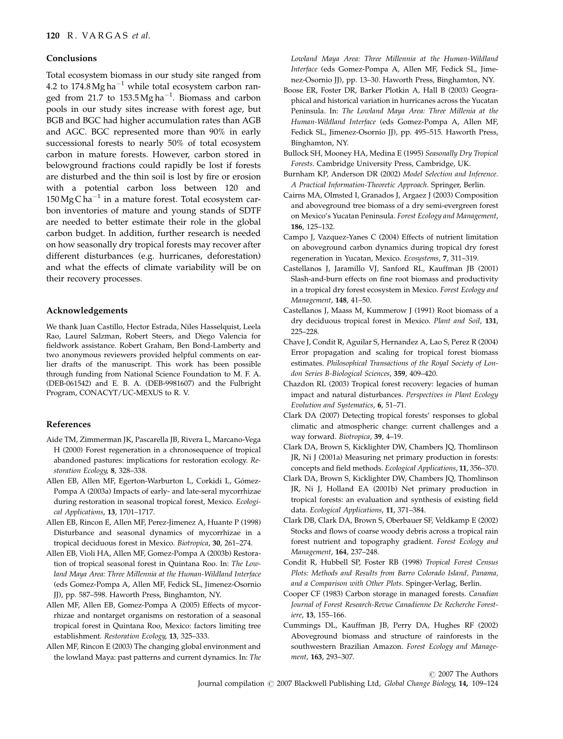## Conclusions

Total ecosystem biomass in our study site ranged from 4.2 to 174.8 $Mg\,ha^{-1}$ while total ecosystem carbon ranged from 21.7 to 153.5 $Mg\,ha^{-1}$. Biomass and carbon pools in our study sites increase with forest age, but BGB and BGC had higher accumulation rates than AGB and AGC. BGC represented more than 90% in early successional forests to nearly 50% of total ecosystem carbon in mature forests. However, carbon stored in belowground fractions could rapidly be lost if forests are disturbed and the thin soil is lost by fire or erosion with a potential carbon loss between 120 and 150 $Mg\,C\,ha^{-1}$ in a mature forest. Total ecosystem carbon inventories of mature and young stands of SDTF are needed to better estimate their role in the global carbon budget. In addition, further research is needed on how seasonally dry tropical forests may recover after different disturbances (e.g. hurricanes, deforestation) and what the effects of climate variability will be on their recovery processes.

## Acknowledgements

We thank Juan Castillo, Hector Estrada, Niles Hasselquist, Leela Rao, Laurel Salzman, Robert Steers, and Diego Valencia for fieldwork assistance. Robert Graham, Ben Bond-Lamberty and two anonymous reviewers provided helpful comments on earlier drafts of the manuscript. This work has been possible through funding from National Science Foundation to M. F. A. (DEB-061542) and E. B. A. (DEB-9981607) and the Fulbright Program, CONACYT/UC-MEXUS to R. V.

## References

Aide TM, Zimmerman JK, Pascarella JB, Rivera L, Marcano-Vega H (2000) Forest regeneration in a chronosequence of tropical abandoned pastures: implications for restoration ecology. *Restoration Ecology*, **8**, 328–338.

Allen EB, Allen MF, Egerton-Warburton L, Corkidi L, Gómez-Pompa A (2003a) Impacts of early- and late-seral mycorrhizae during restoration in seasonal tropical forest, Mexico. *Ecological Applications*, **13**, 1701–1717.

Allen EB, Rincon E, Allen MF, Perez-Jimenez A, Huante P (1998) Disturbance and seasonal dynamics of mycorrhizae in a tropical deciduous forest in Mexico. *Biotropica*, **30**, 261–274.

Allen EB, Violi HA, Allen MF, Gomez-Pompa A (2003b) Restoration of tropical seasonal forest in Quintana Roo. In: *The Lowland Maya Area: Three Millennia at the Human-Wildland Interface* (eds Gomez-Pompa A, Allen MF, Fedick SL, Jimenez-Osornio JJ), pp. 587–598. Haworth Press, Binghamton, NY.

Allen MF, Allen EB, Gomez-Pompa A (2005) Effects of mycorrhizae and nontarget organisms on restoration of a seasonal tropical forest in Quintana Roo, Mexico: factors limiting tree establishment. *Restoration Ecology*, **13**, 325–333.

Allen MF, Rincon E (2003) The changing global environment and the lowland Maya: past patterns and current dynamics. In: *The Lowland Maya Area: Three Millennia at the Human-Wildland Interface* (eds Gomez-Pompa A, Allen MF, Fedick SL, Jimenez-Osornio JJ), pp. 13–30. Haworth Press, Binghamton, NY.

Boose ER, Foster DR, Barker Plotkin A, Hall B (2003) Geographical and historical variation in hurricanes across the Yucatan Peninsula. In: *The Lowland Maya Area: Three Millenia at the Human-Wildland Interface* (eds Gomez-Pompa A, Allen MF, Fedick SL, Jimenez-Osornio JJ), pp. 495–515. Haworth Press, Binghamton, NY.

Bullock SH, Mooney HA, Medina E (1995) *Seasonally Dry Tropical Forests*. Cambridge University Press, Cambridge, UK.

Burnham KP, Anderson DR (2002) *Model Selection and Inference. A Practical Information-Theoretic Approach*. Springer, Berlin.

Cairns MA, Olmsted I, Granados J, Argaez J (2003) Composition and aboveground tree biomass of a dry semi-evergreen forest on Mexico's Yucatan Peninsula. *Forest Ecology and Management*, **186**, 125–132.

Campo J, Vazquez-Yanes C (2004) Effects of nutrient limitation on aboveground carbon dynamics during tropical dry forest regeneration in Yucatan, Mexico. *Ecosystems*, **7**, 311–319.

Castellanos J, Jaramillo VJ, Sanford RL, Kauffman JB (2001) Slash-and-burn effects on fine root biomass and productivity in a tropical dry forest ecosystem in Mexico. *Forest Ecology and Management*, **148**, 41–50.

Castellanos J, Maass M, Kummerow J (1991) Root biomass of a dry deciduous tropical forest in Mexico. *Plant and Soil*, **131**, 225–228.

Chave J, Condit R, Aguilar S, Hernandez A, Lao S, Perez R (2004) Error propagation and scaling for tropical forest biomass estimates. *Philosophical Transactions of the Royal Society of London Series B-Biological Sciences*, **359**, 409–420.

Chazdon RL (2003) Tropical forest recovery: legacies of human impact and natural disturbances. *Perspectives in Plant Ecology Evolution and Systematics*, **6**, 51–71.

Clark DA (2007) Detecting tropical forests' responses to global climatic and atmospheric change: current challenges and a way forward. *Biotropica*, **39**, 4–19.

Clark DA, Brown S, Kicklighter DW, Chambers JQ, Thomlinson JR, Ni J (2001a) Measuring net primary production in forests: concepts and field methods. *Ecological Applications*, **11**, 356–370.

Clark DA, Brown S, Kicklighter DW, Chambers JQ, Thomlinson JR, Ni J, Holland EA (2001b) Net primary production in tropical forests: an evaluation and synthesis of existing field data. *Ecological Applications*, **11**, 371–384.

Clark DB, Clark DA, Brown S, Oberbauer SF, Veldkamp E (2002) Stocks and flows of coarse woody debris across a tropical rain forest nutrient and topography gradient. *Forest Ecology and Management*, **164**, 237–248.

Condit R, Hubbell SP, Foster RB (1998) *Tropical Forest Census Plots: Methods and Results from Barro Colorado Island, Panama, and a Comparison with Other Plots*. Spinger-Verlag, Berlin.

Cooper CF (1983) Carbon storage in managed forests. *Canadian Journal of Forest Research-Revue Canadienne De Recherche Forestiere*, **13**, 155–166.

Cummings DL, Kauffman JB, Perry DA, Hughes RF (2002) Aboveground biomass and structure of rainforests in the southwestern Brazilian Amazon. *Forest Ecology and Management*, **163**, 293–307.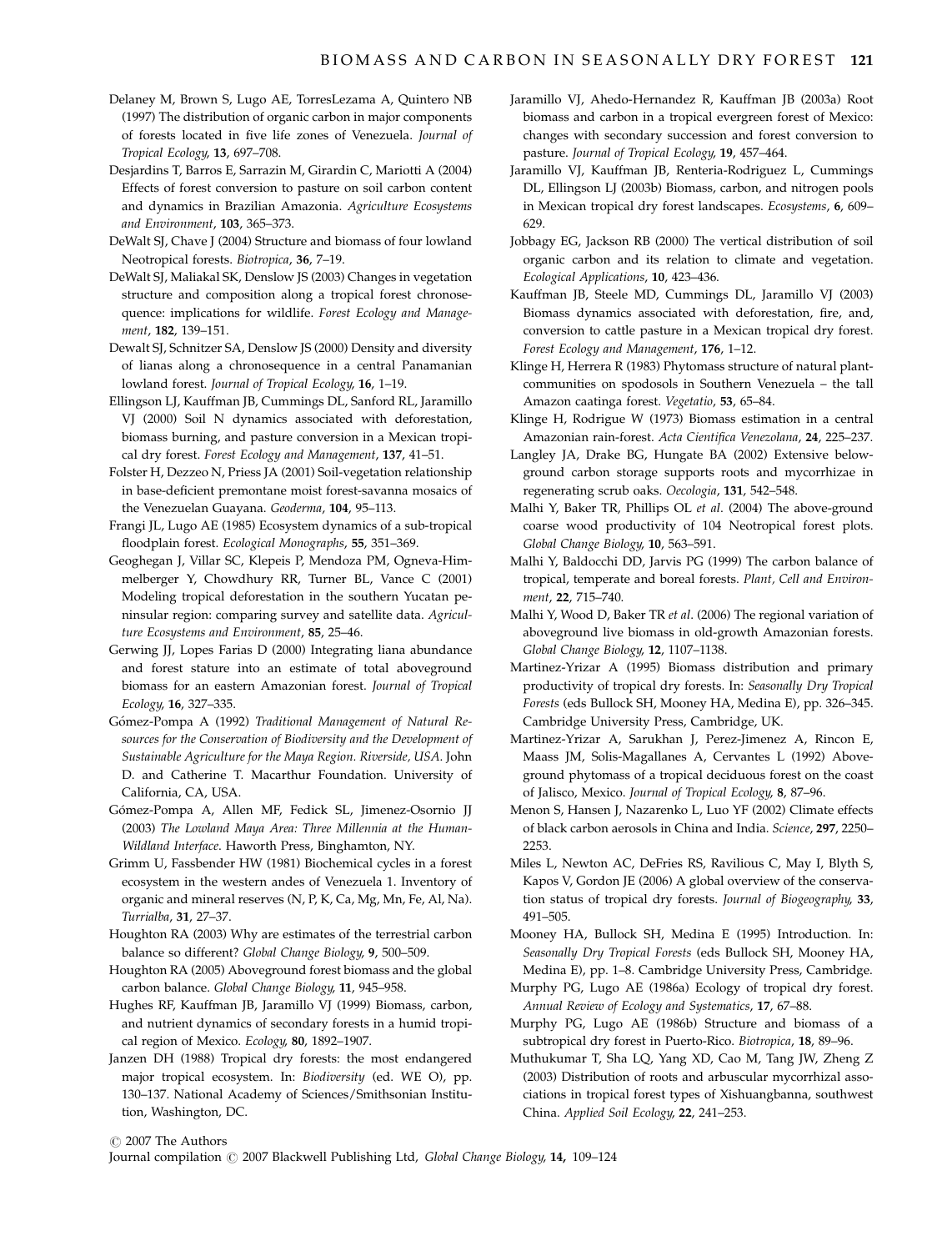Delaney M, Brown S, Lugo AE, TorresLezama A, Quintero NB (1997) The distribution of organic carbon in major components of forests located in five life zones of Venezuela. *Journal of Tropical Ecology*, **13**, 697–708.

Desjardins T, Barros E, Sarrazin M, Girardin C, Mariotti A (2004) Effects of forest conversion to pasture on soil carbon content and dynamics in Brazilian Amazonia. *Agriculture Ecosystems and Environment*, **103**, 365–373.

DeWalt SJ, Chave J (2004) Structure and biomass of four lowland Neotropical forests. *Biotropica*, **36**, 7–19.

DeWalt SJ, Maliakal SK, Denslow JS (2003) Changes in vegetation structure and composition along a tropical forest chronosequence: implications for wildlife. *Forest Ecology and Management*, **182**, 139–151.

Dewalt SJ, Schnitzer SA, Denslow JS (2000) Density and diversity of lianas along a chronosequence in a central Panamanian lowland forest. *Journal of Tropical Ecology*, **16**, 1–19.

Ellingson LJ, Kauffman JB, Cummings DL, Sanford RL, Jaramillo VJ (2000) Soil N dynamics associated with deforestation, biomass burning, and pasture conversion in a Mexican tropical dry forest. *Forest Ecology and Management*, **137**, 41–51.

Folster H, Dezzeo N, Priess JA (2001) Soil-vegetation relationship in base-deficient premontane moist forest-savanna mosaics of the Venezuelan Guayana. *Geoderma*, **104**, 95–113.

Frangi JL, Lugo AE (1985) Ecosystem dynamics of a sub-tropical floodplain forest. *Ecological Monographs*, **55**, 351–369.

Geoghegan J, Villar SC, Klepeis P, Mendoza PM, Ogneva-Himmelberger Y, Chowdhury RR, Turner BL, Vance C (2001) Modeling tropical deforestation in the southern Yucatan peninsular region: comparing survey and satellite data. *Agriculture Ecosystems and Environment*, **85**, 25–46.

Gerwing JJ, Lopes Farias D (2000) Integrating liana abundance and forest stature into an estimate of total aboveground biomass for an eastern Amazonian forest. *Journal of Tropical Ecology*, **16**, 327–335.

Gómez-Pompa A (1992) *Traditional Management of Natural Resources for the Conservation of Biodiversity and the Development of Sustainable Agriculture for the Maya Region. Riverside, USA*. John D. and Catherine T. Macarthur Foundation. University of California, CA, USA.

Gómez-Pompa A, Allen MF, Fedick SL, Jimenez-Osornio JJ (2003) *The Lowland Maya Area: Three Millennia at the Human-Wildland Interface*. Haworth Press, Binghamton, NY.

Grimm U, Fassbender HW (1981) Biochemical cycles in a forest ecosystem in the western andes of Venezuela 1. Inventory of organic and mineral reserves (N, P, K, Ca, Mg, Mn, Fe, Al, Na). *Turrialba*, **31**, 27–37.

Houghton RA (2003) Why are estimates of the terrestrial carbon balance so different? *Global Change Biology*, **9**, 500–509.

Houghton RA (2005) Aboveground forest biomass and the global carbon balance. *Global Change Biology*, **11**, 945–958.

Hughes RF, Kauffman JB, Jaramillo VJ (1999) Biomass, carbon, and nutrient dynamics of secondary forests in a humid tropical region of Mexico. *Ecology*, **80**, 1892–1907.

Janzen DH (1988) Tropical dry forests: the most endangered major tropical ecosystem. In: *Biodiversity* (ed. WE O), pp. 130–137. National Academy of Sciences/Smithsonian Institution, Washington, DC.

Jaramillo VJ, Ahedo-Hernandez R, Kauffman JB (2003a) Root biomass and carbon in a tropical evergreen forest of Mexico: changes with secondary succession and forest conversion to pasture. *Journal of Tropical Ecology*, **19**, 457–464.

Jaramillo VJ, Kauffman JB, Renteria-Rodriguez L, Cummings DL, Ellingson LJ (2003b) Biomass, carbon, and nitrogen pools in Mexican tropical dry forest landscapes. *Ecosystems*, **6**, 609–629.

Jobbagy EG, Jackson RB (2000) The vertical distribution of soil organic carbon and its relation to climate and vegetation. *Ecological Applications*, **10**, 423–436.

Kauffman JB, Steele MD, Cummings DL, Jaramillo VJ (2003) Biomass dynamics associated with deforestation, fire, and, conversion to cattle pasture in a Mexican tropical dry forest. *Forest Ecology and Management*, **176**, 1–12.

Klinge H, Herrera R (1983) Phytomass structure of natural plant-communities on spodosols in Southern Venezuela – the tall Amazon caatinga forest. *Vegetatio*, **53**, 65–84.

Klinge H, Rodrigue W (1973) Biomass estimation in a central Amazonian rain-forest. *Acta Cientifica Venezolana*, **24**, 225–237.

Langley JA, Drake BG, Hungate BA (2002) Extensive belowground carbon storage supports roots and mycorrhizae in regenerating scrub oaks. *Oecologia*, **131**, 542–548.

Malhi Y, Baker TR, Phillips OL *et al*. (2004) The above-ground coarse wood productivity of 104 Neotropical forest plots. *Global Change Biology*, **10**, 563–591.

Malhi Y, Baldocchi DD, Jarvis PG (1999) The carbon balance of tropical, temperate and boreal forests. *Plant, Cell and Environment*, **22**, 715–740.

Malhi Y, Wood D, Baker TR *et al*. (2006) The regional variation of aboveground live biomass in old-growth Amazonian forests. *Global Change Biology*, **12**, 1107–1138.

Martinez-Yrizar A (1995) Biomass distribution and primary productivity of tropical dry forests. In: *Seasonally Dry Tropical Forests* (eds Bullock SH, Mooney HA, Medina E), pp. 326–345. Cambridge University Press, Cambridge, UK.

Martinez-Yrizar A, Sarukhan J, Perez-Jimenez A, Rincon E, Maass JM, Solis-Magallanes A, Cervantes L (1992) Above-ground phytomass of a tropical deciduous forest on the coast of Jalisco, Mexico. *Journal of Tropical Ecology*, **8**, 87–96.

Menon S, Hansen J, Nazarenko L, Luo YF (2002) Climate effects of black carbon aerosols in China and India. *Science*, **297**, 2250–2253.

Miles L, Newton AC, DeFries RS, Ravilious C, May I, Blyth S, Kapos V, Gordon JE (2006) A global overview of the conservation status of tropical dry forests. *Journal of Biogeography*, **33**, 491–505.

Mooney HA, Bullock SH, Medina E (1995) Introduction. In: *Seasonally Dry Tropical Forests* (eds Bullock SH, Mooney HA, Medina E), pp. 1–8. Cambridge University Press, Cambridge.

Murphy PG, Lugo AE (1986a) Ecology of tropical dry forest. *Annual Review of Ecology and Systematics*, **17**, 67–88.

Murphy PG, Lugo AE (1986b) Structure and biomass of a subtropical dry forest in Puerto-Rico. *Biotropica*, **18**, 89–96.

Muthukumar T, Sha LQ, Yang XD, Cao M, Tang JW, Zheng Z (2003) Distribution of roots and arbuscular mycorrhizal associations in tropical forest types of Xishuangbanna, southwest China. *Applied Soil Ecology*, **22**, 241–253.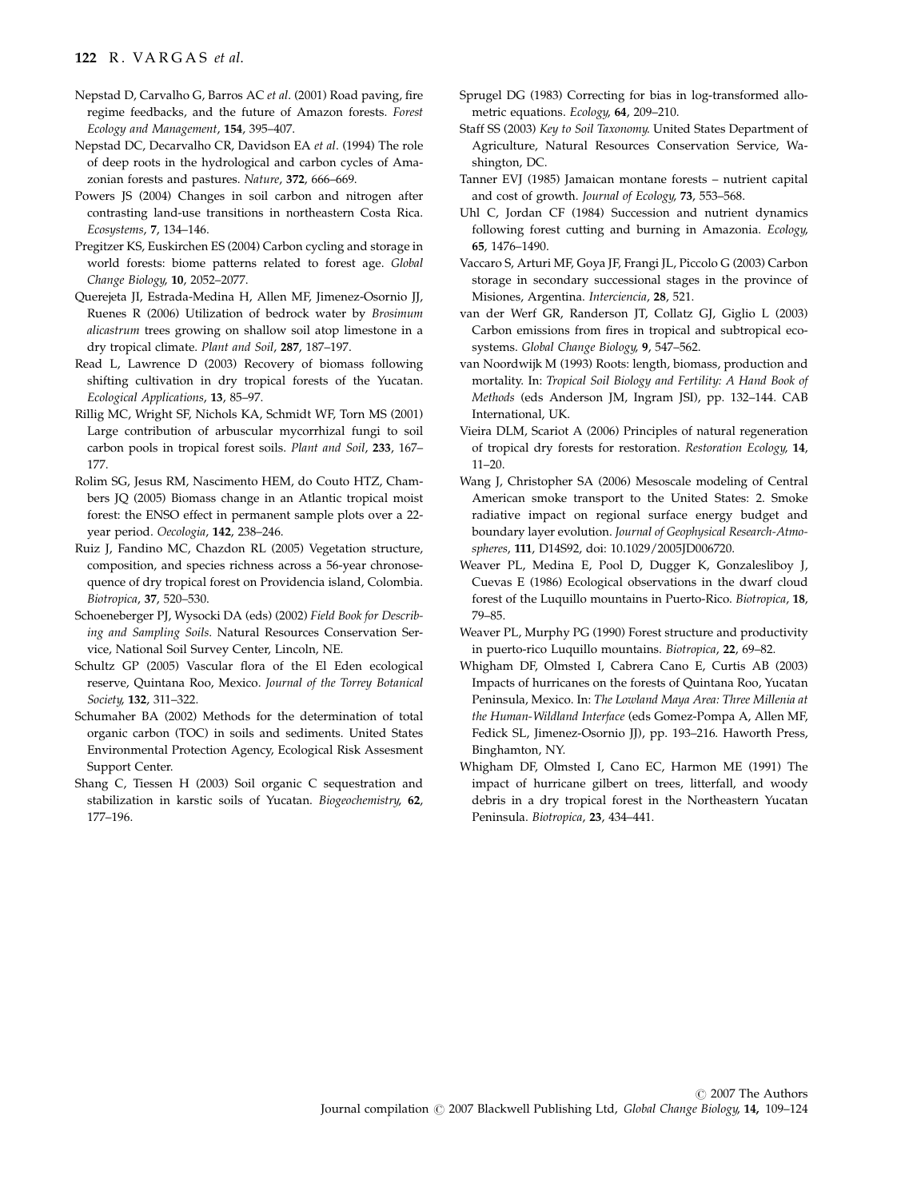Nepstad D, Carvalho G, Barros AC *et al*. (2001) Road paving, fire regime feedbacks, and the future of Amazon forests. *Forest Ecology and Management*, **154**, 395–407.

Nepstad DC, Decarvalho CR, Davidson EA *et al*. (1994) The role of deep roots in the hydrological and carbon cycles of Amazonian forests and pastures. *Nature*, **372**, 666–669.

Powers JS (2004) Changes in soil carbon and nitrogen after contrasting land-use transitions in northeastern Costa Rica. *Ecosystems*, **7**, 134–146.

Pregitzer KS, Euskirchen ES (2004) Carbon cycling and storage in world forests: biome patterns related to forest age. *Global Change Biology*, **10**, 2052–2077.

Querejeta JI, Estrada-Medina H, Allen MF, Jimenez-Osornio JJ, Ruenes R (2006) Utilization of bedrock water by *Brosimum alicastrum* trees growing on shallow soil atop limestone in a dry tropical climate. *Plant and Soil*, **287**, 187–197.

Read L, Lawrence D (2003) Recovery of biomass following shifting cultivation in dry tropical forests of the Yucatan. *Ecological Applications*, **13**, 85–97.

Rillig MC, Wright SF, Nichols KA, Schmidt WF, Torn MS (2001) Large contribution of arbuscular mycorrhizal fungi to soil carbon pools in tropical forest soils. *Plant and Soil*, **233**, 167–177.

Rolim SG, Jesus RM, Nascimento HEM, do Couto HTZ, Chambers JQ (2005) Biomass change in an Atlantic tropical moist forest: the ENSO effect in permanent sample plots over a 22-year period. *Oecologia*, **142**, 238–246.

Ruiz J, Fandino MC, Chazdon RL (2005) Vegetation structure, composition, and species richness across a 56-year chronosequence of dry tropical forest on Providencia island, Colombia. *Biotropica*, **37**, 520–530.

Schoeneberger PJ, Wysocki DA (eds) (2002) *Field Book for Describing and Sampling Soils*. Natural Resources Conservation Service, National Soil Survey Center, Lincoln, NE.

Schultz GP (2005) Vascular flora of the El Eden ecological reserve, Quintana Roo, Mexico. *Journal of the Torrey Botanical Society*, **132**, 311–322.

Schumaher BA (2002) Methods for the determination of total organic carbon (TOC) in soils and sediments. United States Environmental Protection Agency, Ecological Risk Assesment Support Center.

Shang C, Tiessen H (2003) Soil organic C sequestration and stabilization in karstic soils of Yucatan. *Biogeochemistry*, **62**, 177–196.

Sprugel DG (1983) Correcting for bias in log-transformed allometric equations. *Ecology*, **64**, 209–210.

Staff SS (2003) *Key to Soil Taxonomy*. United States Department of Agriculture, Natural Resources Conservation Service, Washington, DC.

Tanner EVJ (1985) Jamaican montane forests – nutrient capital and cost of growth. *Journal of Ecology*, **73**, 553–568.

Uhl C, Jordan CF (1984) Succession and nutrient dynamics following forest cutting and burning in Amazonia. *Ecology*, **65**, 1476–1490.

Vaccaro S, Arturi MF, Goya JF, Frangi JL, Piccolo G (2003) Carbon storage in secondary successional stages in the province of Misiones, Argentina. *Interciencia*, **28**, 521.

van der Werf GR, Randerson JT, Collatz GJ, Giglio L (2003) Carbon emissions from fires in tropical and subtropical ecosystems. *Global Change Biology*, **9**, 547–562.

van Noordwijk M (1993) Roots: length, biomass, production and mortality. In: *Tropical Soil Biology and Fertility: A Hand Book of Methods* (eds Anderson JM, Ingram JSI), pp. 132–144. CAB International, UK.

Vieira DLM, Scariot A (2006) Principles of natural regeneration of tropical dry forests for restoration. *Restoration Ecology*, **14**, 11–20.

Wang J, Christopher SA (2006) Mesoscale modeling of Central American smoke transport to the United States: 2. Smoke radiative impact on regional surface energy budget and boundary layer evolution. *Journal of Geophysical Research-Atmospheres*, **111**, D14S92, doi: 10.1029/2005JD006720.

Weaver PL, Medina E, Pool D, Dugger K, Gonzalesliboy J, Cuevas E (1986) Ecological observations in the dwarf cloud forest of the Luquillo mountains in Puerto-Rico. *Biotropica*, **18**, 79–85.

Weaver PL, Murphy PG (1990) Forest structure and productivity in puerto-rico Luquillo mountains. *Biotropica*, **22**, 69–82.

Whigham DF, Olmsted I, Cabrera Cano E, Curtis AB (2003) Impacts of hurricanes on the forests of Quintana Roo, Yucatan Peninsula, Mexico. In: *The Lowland Maya Area: Three Millenia at the Human-Wildland Interface* (eds Gomez-Pompa A, Allen MF, Fedick SL, Jimenez-Osornio JJ), pp. 193–216. Haworth Press, Binghamton, NY.

Whigham DF, Olmsted I, Cano EC, Harmon ME (1991) The impact of hurricane gilbert on trees, litterfall, and woody debris in a dry tropical forest in the Northeastern Yucatan Peninsula. *Biotropica*, **23**, 434–441.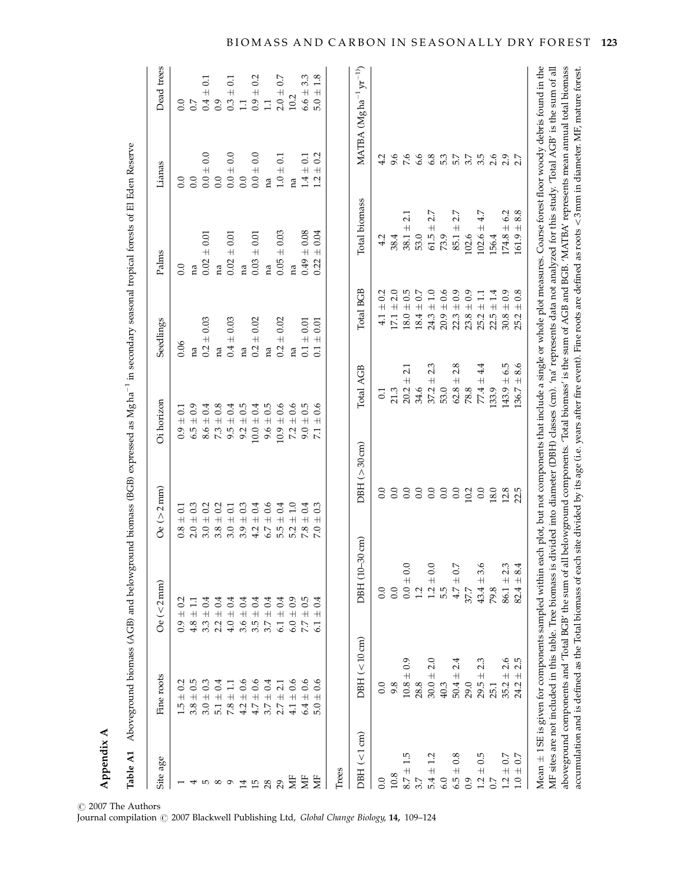## Appendix A

**Table A1** Aboveground biomass (AGB) and belowground biomass (BGB) expressed as Mg ha$^{-1}$ in secondary seasonal tropical forests of El Eden Reserve

| Site age | Fine roots | Oe (<2 mm) | Oe (>2 mm) | Oi horizon | Seedlings | Palms | Lianas | Dead trees |
|---|---|---|---|---|---|---|---|---|
| 1 | 1.5 ± 0.2 | 0.9 ± 0.2 | 0.8 ± 0.1 | 0.9 ± 0.1 | 0.06 | 0.0 | 0.0 | 0.0 |
| 4 | 3.8 ± 0.5 | 4.8 ± 1.1 | 2.0 ± 0.3 | 6.5 ± 0.9 | na | na | 0.0 | 0.7 |
| 5 | 3.0 ± 0.3 | 3.3 ± 0.4 | 3.0 ± 0.2 | 8.6 ± 0.4 | 0.2 ± 0.03 | 0.02 ± 0.01 | 0.0 ± 0.0 | 0.4 ± 0.1 |
| 8 | 5.1 ± 0.4 | 2.2 ± 0.4 | 3.8 ± 0.2 | 7.3 ± 0.8 | na | na | 0.0 | 0.9 |
| 9 | 7.8 ± 1.1 | 4.0 ± 0.4 | 3.0 ± 0.1 | 9.5 ± 0.4 | 0.4 ± 0.03 | 0.02 ± 0.01 | 0.0 ± 0.0 | 0.3 ± 0.1 |
| 14 | 4.2 ± 0.6 | 3.6 ± 0.4 | 3.9 ± 0.3 | 9.2 ± 0.5 | na | na | 0.0 | 1.1 |
| 15 | 4.7 ± 0.6 | 3.5 ± 0.4 | 4.2 ± 0.4 | 10.0 ± 0.4 | 0.2 ± 0.02 | 0.03 ± 0.01 | 0.0 ± 0.0 | 0.9 ± 0.2 |
| 28 | 3.7 ± 0.4 | 3.7 ± 0.4 | 6.7 ± 0.6 | 9.6 ± 0.5 | na | na | na | 1.1 |
| 29 | 2.7 ± 2.1 | 6.1 ± 0.4 | 5.5 ± 0.4 | 10.9 ± 0.6 | 0.2 ± 0.02 | 0.05 ± 0.03 | 1.0 ± 0.1 | 2.0 ± 0.7 |
| MF | 4.1 ± 0.6 | 6.0 ± 0.9 | 5.2 ± 1.0 | 7.2 ± 0.6 | na | na | na | 10.2 |
| MF | 6.4 ± 0.6 | 7.7 ± 0.5 | 7.8 ± 0.4 | 9.0 ± 0.5 | 0.1 ± 0.01 | 0.49 ± 0.08 | 1.4 ± 0.1 | 6.6 ± 3.3 |
| MF | 5.0 ± 0.6 | 6.1 ± 0.4 | 7.0 ± 0.3 | 7.1 ± 0.6 | 0.1 ± 0.01 | 0.22 ± 0.04 | 1.2 ± 0.2 | 5.0 ± 1.8 |

| Trees | | | | | | | |
|---|---|---|---|---|---|---|---|
| DBH (<1 cm) | DBH (<10 cm) | DBH (10–30 cm) | DBH (>30 cm) | Total AGB | Total BGB | Total biomass | MATBA (Mg ha$^{-1}$ yr$^{-1}$) |
| 0.0 | 0.0 | 0.0 | 0.0 | 0.1 | 4.1 ± 0.2 | 4.2 | 4.2 |
| 10.8 | 9.8 | 0.0 | 0.0 | 21.3 | 17.1 ± 2.0 | 38.4 | 9.6 |
| 8.7 ± 1.5 | 10.8 ± 0.9 | 0.0 ± 0.0 | 0.0 | 20.2 ± 2.1 | 18.0 ± 0.5 | 38.1 ± 2.1 | 7.6 |
| 3.7 | 28.8 | 1.2 | 0.0 | 34.6 | 18.4 ± 0.7 | 53.0 | 6.6 |
| 5.4 ± 1.2 | 30.0 ± 2.0 | 1.2 ± 0.0 | 0.0 | 37.2 ± 2.3 | 24.3 ± 1.0 | 61.5 ± 2.7 | 6.8 |
| 6.0 | 40.3 | 5.5 | 0.0 | 53.0 | 20.9 ± 0.6 | 73.9 | 5.3 |
| 6.5 ± 0.8 | 50.4 ± 2.4 | 4.7 ± 0.7 | 0.0 | 62.8 ± 2.8 | 22.3 ± 0.9 | 85.1 ± 2.7 | 5.7 |
| 0.9 | 29.0 | 37.7 | 10.2 | 78.8 | 23.8 ± 0.9 | 102.6 | 3.7 |
| 1.2 ± 0.5 | 29.5 ± 2.3 | 43.4 ± 3.6 | 0.0 | 77.4 ± 4.4 | 25.2 ± 1.1 | 102.6 ± 4.7 | 3.5 |
| 0.7 | 25.1 | 79.8 | 18.0 | 133.9 | 22.5 ± 1.4 | 156.4 | 2.6 |
| 1.2 ± 0.7 | 35.2 ± 2.6 | 86.1 ± 2.3 | 12.8 | 143.9 ± 6.5 | 30.8 ± 0.9 | 174.8 ± 6.2 | 2.9 |
| 1.0 ± 0.7 | 24.2 ± 2.5 | 82.4 ± 8.4 | 22.5 | 136.7 ± 8.6 | 25.2 ± 0.8 | 161.9 ± 8.8 | 2.7 |

Mean ± 1SE is given for components sampled within each plot, but not components that include a single or whole plot measures. Coarse forest floor woody debris found in the MF sites are not included in this table. Tree biomass is divided into diameter (DBH) classes (cm). 'na' represents data not analyzed for this study. 'Total AGB' is the sum of all aboveground components and 'Total BGB' the sum of all belowground components. 'Total biomass' is the sum of AGB and BGB. 'MATBA' represents mean annual total biomass accumulation and is defined as the Total biomass of each site divided by its age (i.e. years after fire event). Fine roots are defined as roots <3 mm in diameter. MF, mature forest.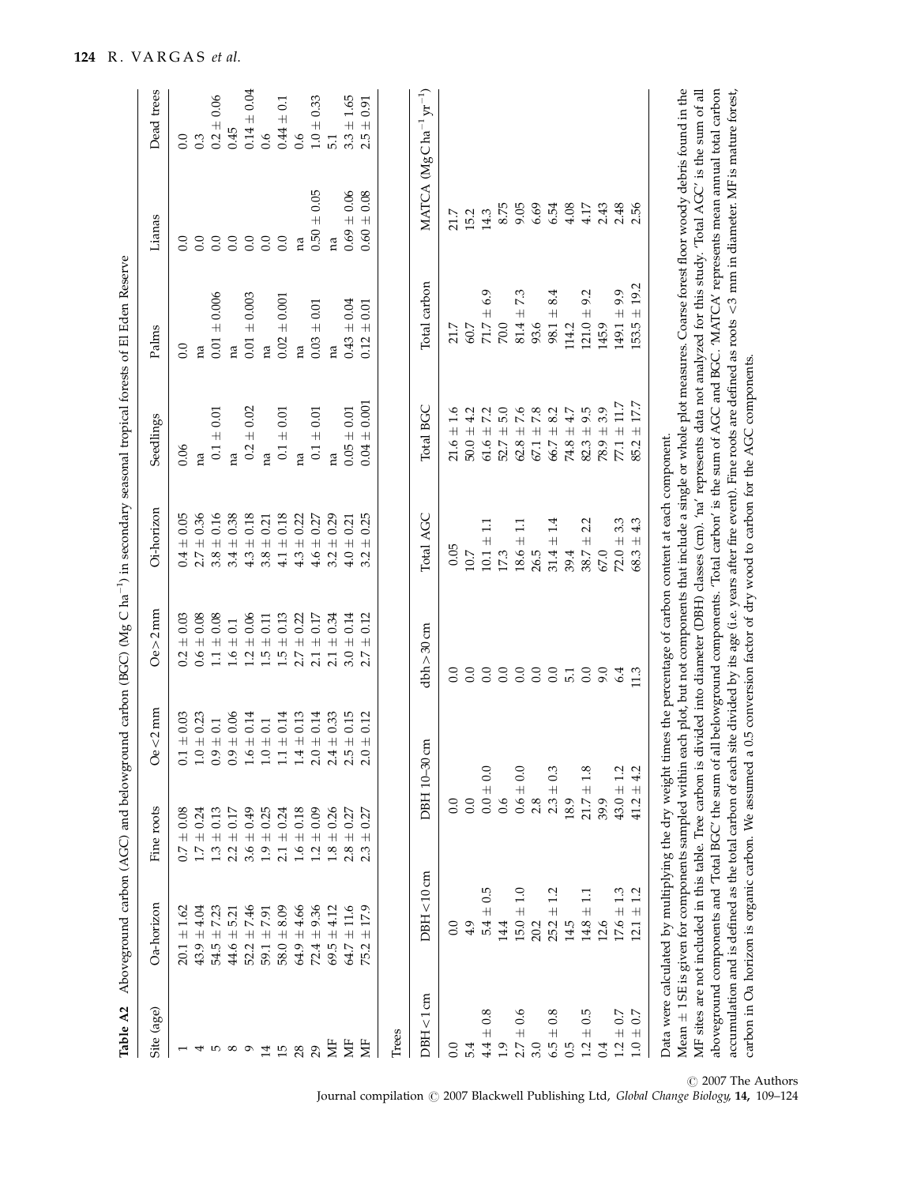**Table A2** Aboveground carbon (AGC) and belowground carbon (BGC) (Mg C $ha^{-1}$) in secondary seasonal tropical forests of El Eden Reserve

| Site (age) | Oa-horizon | Fine roots | Oe < 2 mm | Oe > 2 mm | Oi-horizon | Seedlings | Palms | Lianas | Dead trees |
|---|---|---|---|---|---|---|---|---|---|
| 1 | 20.1 ± 1.62 | 0.7 ± 0.08 | 0.1 ± 0.03 | 0.2 ± 0.03 | 0.4 ± 0.05 | 0.06 | 0.0 | 0.0 | 0.0 |
| 4 | 43.9 ± 4.04 | 1.7 ± 0.24 | 1.0 ± 0.23 | 0.6 ± 0.08 | 2.7 ± 0.36 | na | na | 0.0 | 0.3 |
| 5 | 54.5 ± 7.23 | 1.3 ± 0.13 | 0.9 ± 0.1 | 1.1 ± 0.08 | 3.8 ± 0.16 | 0.1 ± 0.01 | 0.01 ± 0.006 | 0.0 | 0.2 ± 0.06 |
| 8 | 44.6 ± 5.21 | 2.2 ± 0.17 | 0.9 ± 0.06 | 1.6 ± 0.1 | 3.4 ± 0.38 | na | na | 0.0 | 0.45 |
| 9 | 52.2 ± 7.46 | 3.6 ± 0.49 | 1.6 ± 0.14 | 1.2 ± 0.06 | 4.3 ± 0.18 | 0.2 ± 0.02 | 0.01 ± 0.003 | 0.0 | 0.14 ± 0.04 |
| 14 | 59.1 ± 7.91 | 1.9 ± 0.25 | 1.0 ± 0.1 | 1.5 ± 0.11 | 3.8 ± 0.21 | na | na | 0.0 | 0.6 |
| 15 | 58.0 ± 8.09 | 2.1 ± 0.24 | 1.1 ± 0.14 | 1.5 ± 0.13 | 4.1 ± 0.18 | 0.1 ± 0.01 | 0.02 ± 0.001 | 0.0 | 0.44 ± 0.1 |
| 28 | 64.9 ± 4.66 | 1.6 ± 0.18 | 1.4 ± 0.13 | 2.7 ± 0.22 | 4.3 ± 0.22 | na | na | na | 0.6 |
| 29 | 72.4 ± 9.36 | 1.2 ± 0.09 | 2.0 ± 0.14 | 2.1 ± 0.17 | 4.6 ± 0.27 | 0.1 ± 0.01 | 0.03 ± 0.01 | 0.50 ± 0.05 | 1.0 ± 0.33 |
| MF | 69.5 ± 4.12 | 1.8 ± 0.26 | 2.4 ± 0.33 | 2.1 ± 0.34 | 3.2 ± 0.29 | na | na | na | 5.1 |
| MF | 64.7 ± 11.6 | 2.8 ± 0.27 | 2.5 ± 0.15 | 3.0 ± 0.14 | 4.0 ± 0.21 | 0.05 ± 0.01 | 0.43 ± 0.04 | 0.69 ± 0.06 | 3.3 ± 1.65 |
| MF | 75.2 ± 17.9 | 2.3 ± 0.27 | 2.0 ± 0.12 | 2.7 ± 0.12 | 3.2 ± 0.25 | 0.04 ± 0.001 | 0.12 ± 0.01 | 0.60 ± 0.08 | 2.5 ± 0.91 |

| Trees | | | | | | | |
|---|---|---|---|---|---|---|---|
| DBH < 1 cm | DBH < 10 cm | DBH 10–30 cm | dbh > 30 cm | Total AGC | Total BGC | Total carbon | MATCA (Mg C $ha^{-1}$ $yr^{-1}$) |
| 0.0 | 0.0 | 0.0 | 0.0 | 0.05 | 21.6 ± 1.6 | 21.7 | 21.7 |
| 5.4 | 4.9 | 0.0 | 0.0 | 10.7 | 50.0 ± 4.2 | 60.7 | 15.2 |
| 4.4 ± 0.8 | 5.4 ± 0.5 | 0.0 ± 0.0 | 0.0 | 10.1 ± 1.1 | 61.6 ± 7.2 | 71.7 ± 6.9 | 14.3 |
| 1.9 | 14.4 | 0.6 | 0.0 | 17.3 | 52.7 ± 5.0 | 70.0 | 8.75 |
| 2.7 ± 0.6 | 15.0 ± 1.0 | 0.6 ± 0.0 | 0.0 | 18.6 ± 1.1 | 62.8 ± 7.6 | 81.4 ± 7.3 | 9.05 |
| 3.0 | 20.2 | 2.8 | 0.0 | 26.5 | 67.1 ± 7.8 | 93.6 | 6.69 |
| 6.5 ± 0.8 | 25.2 ± 1.2 | 2.3 ± 0.3 | 0.0 | 31.4 ± 1.4 | 66.7 ± 8.2 | 98.1 ± 8.4 | 6.54 |
| 0.5 | 14.5 | 18.9 | 5.1 | 39.4 | 74.8 ± 4.7 | 114.2 | 4.08 |
| 1.2 ± 0.5 | 14.8 ± 1.1 | 21.7 ± 1.8 | 0.0 | 38.7 ± 2.2 | 82.3 ± 9.5 | 121.0 ± 9.2 | 4.17 |
| 0.4 | 12.6 | 39.9 | 9.0 | 67.0 | 78.9 ± 3.9 | 145.9 | 2.43 |
| 1.2 ± 0.7 | 17.6 ± 1.3 | 43.0 ± 1.2 | 6.4 | 72.0 ± 3.3 | 77.1 ± 11.7 | 149.1 ± 9.9 | 2.48 |
| 1.0 ± 0.7 | 12.1 ± 1.2 | 41.2 ± 4.2 | 11.3 | 68.3 ± 4.3 | 85.2 ± 17.7 | 153.5 ± 19.2 | 2.56 |

Data were calculated by multiplying the dry weight times the percentage of carbon content at each component.

Mean ± 1SE is given for components sampled within each plot, but not components that include a single or whole plot measures. Coarse forest floor woody debris found in the MF sites are not included in this table. Tree carbon is divided into diameter (DBH) classes (cm). 'na' represents data not analyzed for this study. 'Total AGC' is the sum of all aboveground components and 'Total BGC' the sum of all belowground components. 'Total carbon' is the sum of AGC and BGC. 'MATCA' represents mean annual total carbon accumulation and is defined as the total carbon of each site divided by its age (i.e. years after fire event). Fine roots are defined as roots <3 mm in diameter. MF is mature forest, carbon in Oa horizon is organic carbon. We assumed a 0.5 conversion factor of dry wood to carbon for the AGC components.